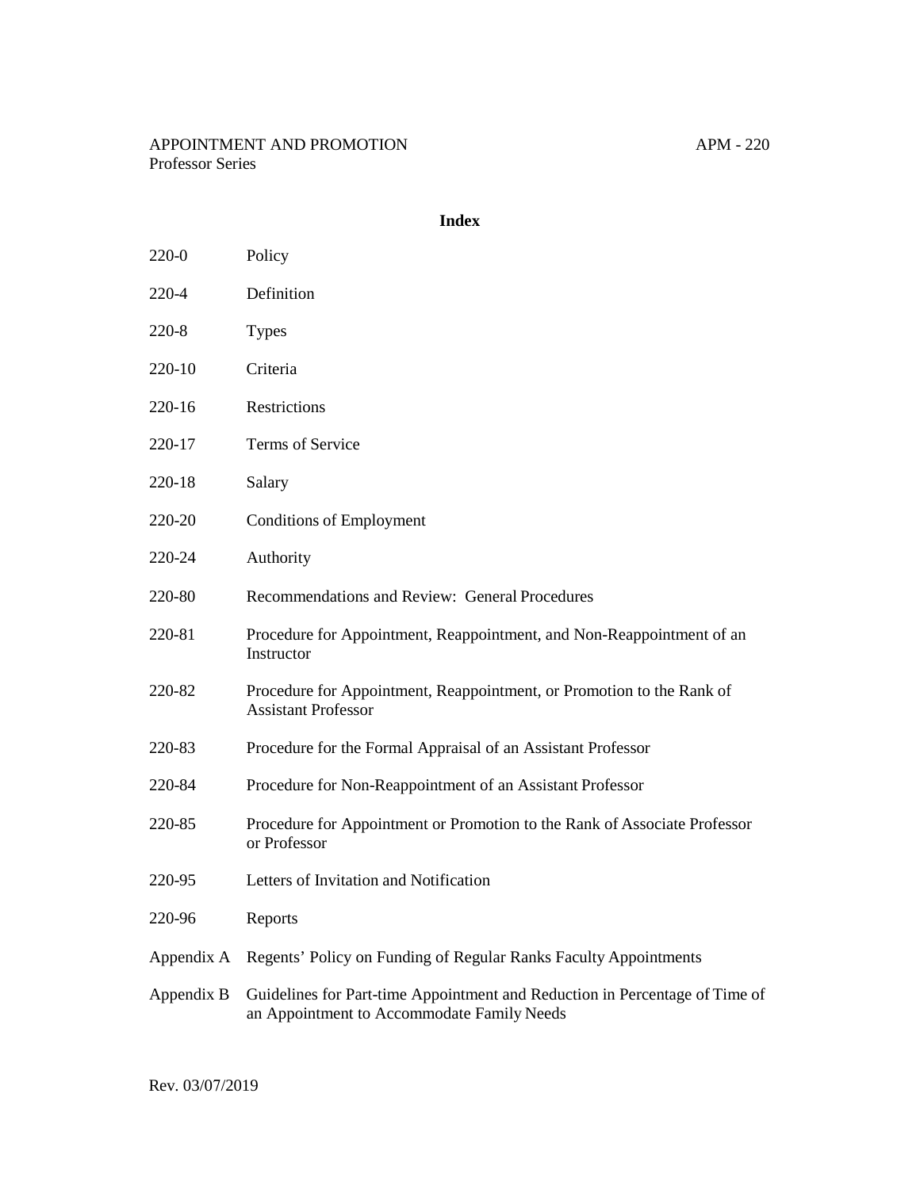APPOINTMENT AND PROMOTION APM - 220
Professor Series

## Index

| | |
|---|---|
| 220-0 | Policy |
| 220-4 | Definition |
| 220-8 | Types |
| 220-10 | Criteria |
| 220-16 | Restrictions |
| 220-17 | Terms of Service |
| 220-18 | Salary |
| 220-20 | Conditions of Employment |
| 220-24 | Authority |
| 220-80 | Recommendations and Review: General Procedures |
| 220-81 | Procedure for Appointment, Reappointment, and Non-Reappointment of an Instructor |
| 220-82 | Procedure for Appointment, Reappointment, or Promotion to the Rank of Assistant Professor |
| 220-83 | Procedure for the Formal Appraisal of an Assistant Professor |
| 220-84 | Procedure for Non-Reappointment of an Assistant Professor |
| 220-85 | Procedure for Appointment or Promotion to the Rank of Associate Professor or Professor |
| 220-95 | Letters of Invitation and Notification |
| 220-96 | Reports |
| Appendix A | Regents' Policy on Funding of Regular Ranks Faculty Appointments |
| Appendix B | Guidelines for Part-time Appointment and Reduction in Percentage of Time of an Appointment to Accommodate Family Needs |

Rev. 03/07/2019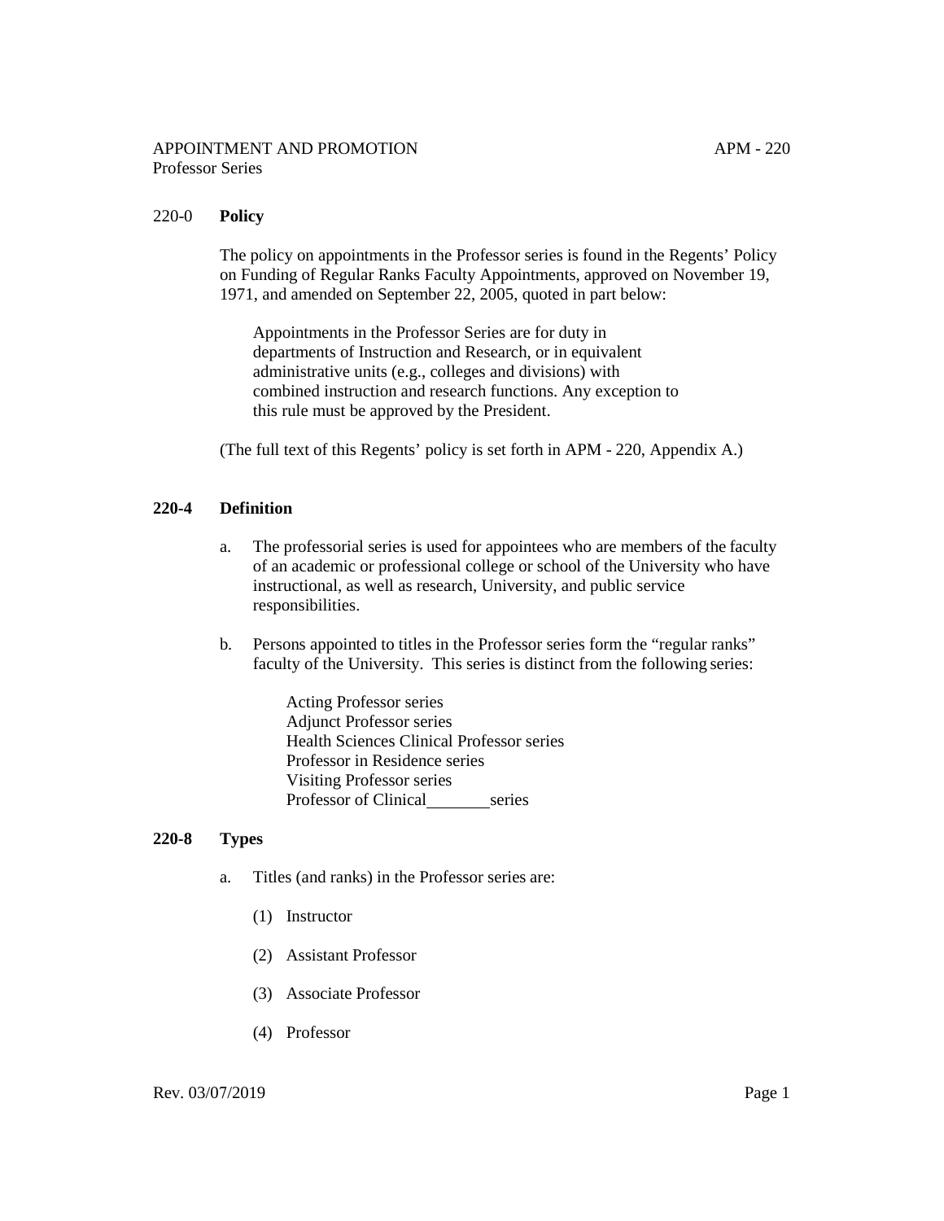## 220-0 Policy

The policy on appointments in the Professor series is found in the Regents' Policy on Funding of Regular Ranks Faculty Appointments, approved on November 19, 1971, and amended on September 22, 2005, quoted in part below:

> Appointments in the Professor Series are for duty in departments of Instruction and Research, or in equivalent administrative units (e.g., colleges and divisions) with combined instruction and research functions. Any exception to this rule must be approved by the President.

(The full text of this Regents' policy is set forth in APM - 220, Appendix A.)

## 220-4 Definition

a. The professorial series is used for appointees who are members of the faculty of an academic or professional college or school of the University who have instructional, as well as research, University, and public service responsibilities.

b. Persons appointed to titles in the Professor series form the "regular ranks" faculty of the University. This series is distinct from the following series:

   Acting Professor series
   Adjunct Professor series
   Health Sciences Clinical Professor series
   Professor in Residence series
   Visiting Professor series
   Professor of Clinical ________ series

## 220-8 Types

a. Titles (and ranks) in the Professor series are:

   (1) Instructor

   (2) Assistant Professor

   (3) Associate Professor

   (4) Professor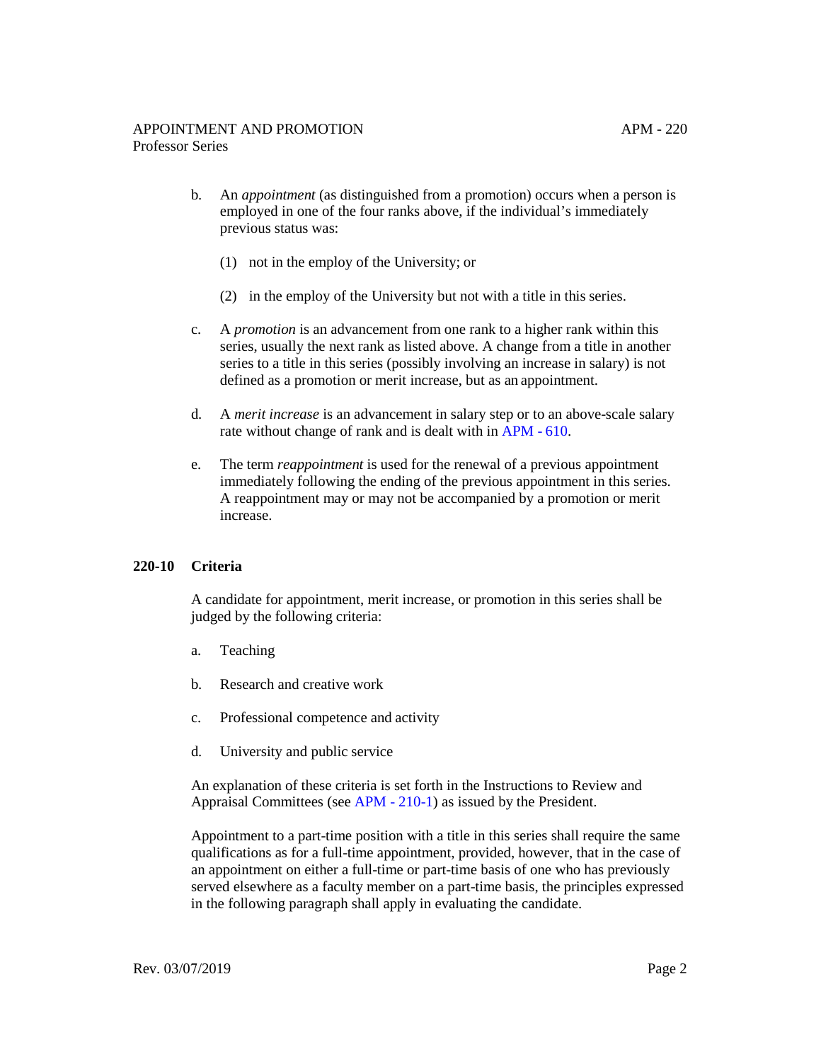b. An *appointment* (as distinguished from a promotion) occurs when a person is employed in one of the four ranks above, if the individual's immediately previous status was:

   (1) not in the employ of the University; or

   (2) in the employ of the University but not with a title in this series.

c. A *promotion* is an advancement from one rank to a higher rank within this series, usually the next rank as listed above. A change from a title in another series to a title in this series (possibly involving an increase in salary) is not defined as a promotion or merit increase, but as an appointment.

d. A *merit increase* is an advancement in salary step or to an above-scale salary rate without change of rank and is dealt with in APM - 610.

e. The term *reappointment* is used for the renewal of a previous appointment immediately following the ending of the previous appointment in this series. A reappointment may or may not be accompanied by a promotion or merit increase.

## 220-10 Criteria

A candidate for appointment, merit increase, or promotion in this series shall be judged by the following criteria:

a. Teaching

b. Research and creative work

c. Professional competence and activity

d. University and public service

An explanation of these criteria is set forth in the Instructions to Review and Appraisal Committees (see APM - 210-1) as issued by the President.

Appointment to a part-time position with a title in this series shall require the same qualifications as for a full-time appointment, provided, however, that in the case of an appointment on either a full-time or part-time basis of one who has previously served elsewhere as a faculty member on a part-time basis, the principles expressed in the following paragraph shall apply in evaluating the candidate.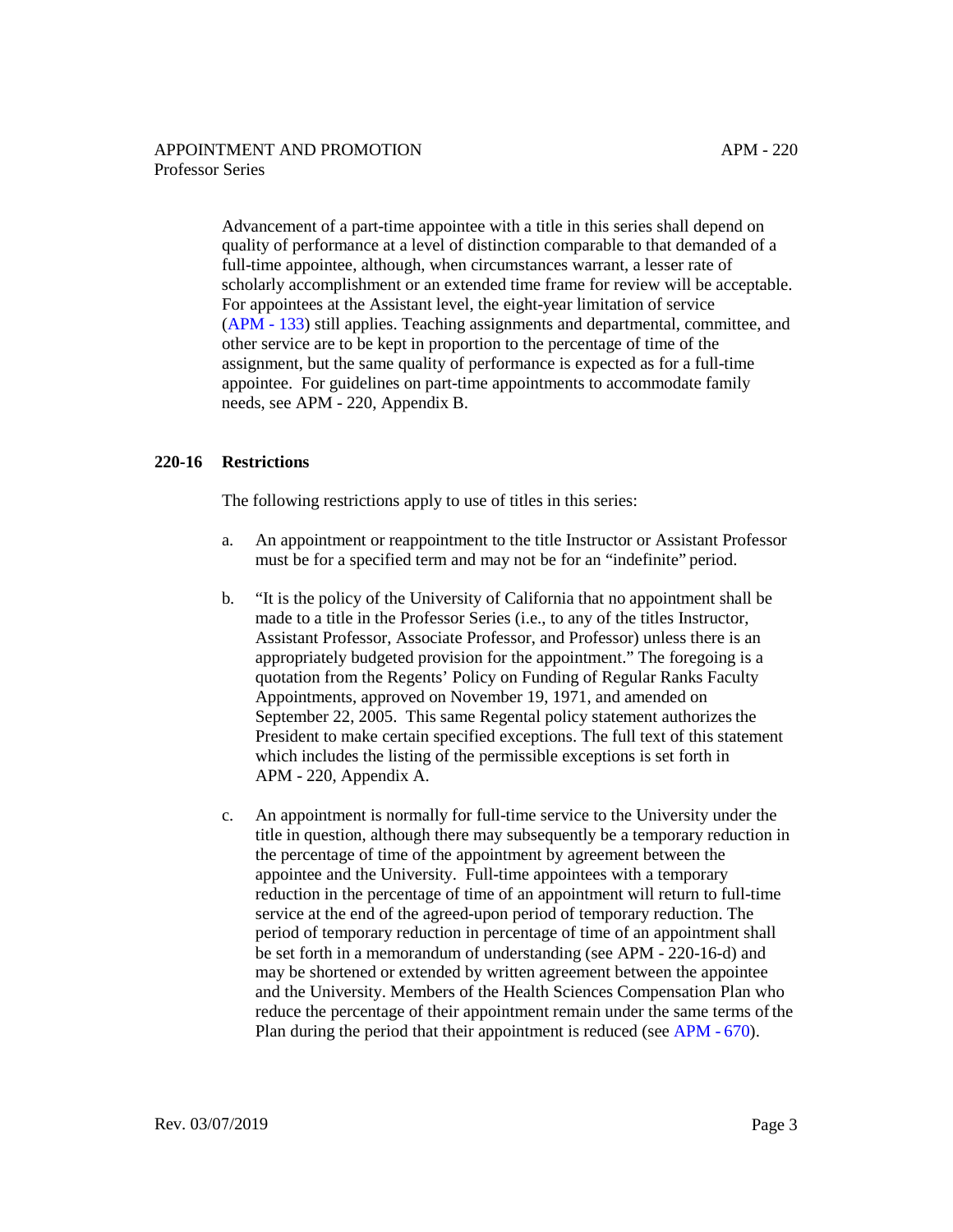Advancement of a part-time appointee with a title in this series shall depend on quality of performance at a level of distinction comparable to that demanded of a full-time appointee, although, when circumstances warrant, a lesser rate of scholarly accomplishment or an extended time frame for review will be acceptable. For appointees at the Assistant level, the eight-year limitation of service (APM - 133) still applies. Teaching assignments and departmental, committee, and other service are to be kept in proportion to the percentage of time of the assignment, but the same quality of performance is expected as for a full-time appointee. For guidelines on part-time appointments to accommodate family needs, see APM - 220, Appendix B.

## 220-16 Restrictions

The following restrictions apply to use of titles in this series:

a. An appointment or reappointment to the title Instructor or Assistant Professor must be for a specified term and may not be for an "indefinite" period.

b. "It is the policy of the University of California that no appointment shall be made to a title in the Professor Series (i.e., to any of the titles Instructor, Assistant Professor, Associate Professor, and Professor) unless there is an appropriately budgeted provision for the appointment." The foregoing is a quotation from the Regents' Policy on Funding of Regular Ranks Faculty Appointments, approved on November 19, 1971, and amended on September 22, 2005. This same Regental policy statement authorizes the President to make certain specified exceptions. The full text of this statement which includes the listing of the permissible exceptions is set forth in APM - 220, Appendix A.

c. An appointment is normally for full-time service to the University under the title in question, although there may subsequently be a temporary reduction in the percentage of time of the appointment by agreement between the appointee and the University. Full-time appointees with a temporary reduction in the percentage of time of an appointment will return to full-time service at the end of the agreed-upon period of temporary reduction. The period of temporary reduction in percentage of time of an appointment shall be set forth in a memorandum of understanding (see APM - 220-16-d) and may be shortened or extended by written agreement between the appointee and the University. Members of the Health Sciences Compensation Plan who reduce the percentage of their appointment remain under the same terms of the Plan during the period that their appointment is reduced (see APM - 670).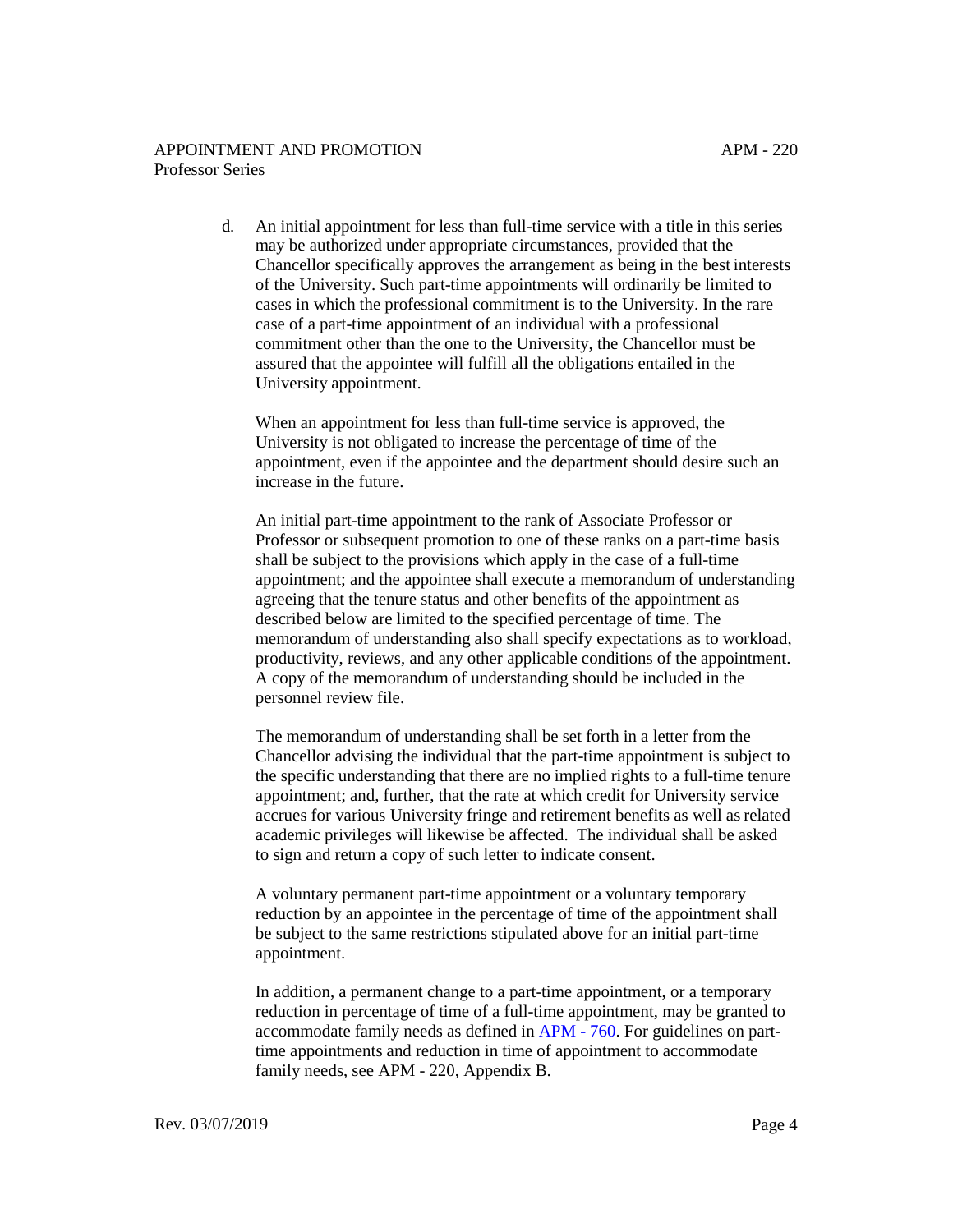d. An initial appointment for less than full-time service with a title in this series may be authorized under appropriate circumstances, provided that the Chancellor specifically approves the arrangement as being in the best interests of the University. Such part-time appointments will ordinarily be limited to cases in which the professional commitment is to the University. In the rare case of a part-time appointment of an individual with a professional commitment other than the one to the University, the Chancellor must be assured that the appointee will fulfill all the obligations entailed in the University appointment.

   When an appointment for less than full-time service is approved, the University is not obligated to increase the percentage of time of the appointment, even if the appointee and the department should desire such an increase in the future.

   An initial part-time appointment to the rank of Associate Professor or Professor or subsequent promotion to one of these ranks on a part-time basis shall be subject to the provisions which apply in the case of a full-time appointment; and the appointee shall execute a memorandum of understanding agreeing that the tenure status and other benefits of the appointment as described below are limited to the specified percentage of time. The memorandum of understanding also shall specify expectations as to workload, productivity, reviews, and any other applicable conditions of the appointment. A copy of the memorandum of understanding should be included in the personnel review file.

   The memorandum of understanding shall be set forth in a letter from the Chancellor advising the individual that the part-time appointment is subject to the specific understanding that there are no implied rights to a full-time tenure appointment; and, further, that the rate at which credit for University service accrues for various University fringe and retirement benefits as well as related academic privileges will likewise be affected. The individual shall be asked to sign and return a copy of such letter to indicate consent.

   A voluntary permanent part-time appointment or a voluntary temporary reduction by an appointee in the percentage of time of the appointment shall be subject to the same restrictions stipulated above for an initial part-time appointment.

   In addition, a permanent change to a part-time appointment, or a temporary reduction in percentage of time of a full-time appointment, may be granted to accommodate family needs as defined in APM - 760. For guidelines on part-time appointments and reduction in time of appointment to accommodate family needs, see APM - 220, Appendix B.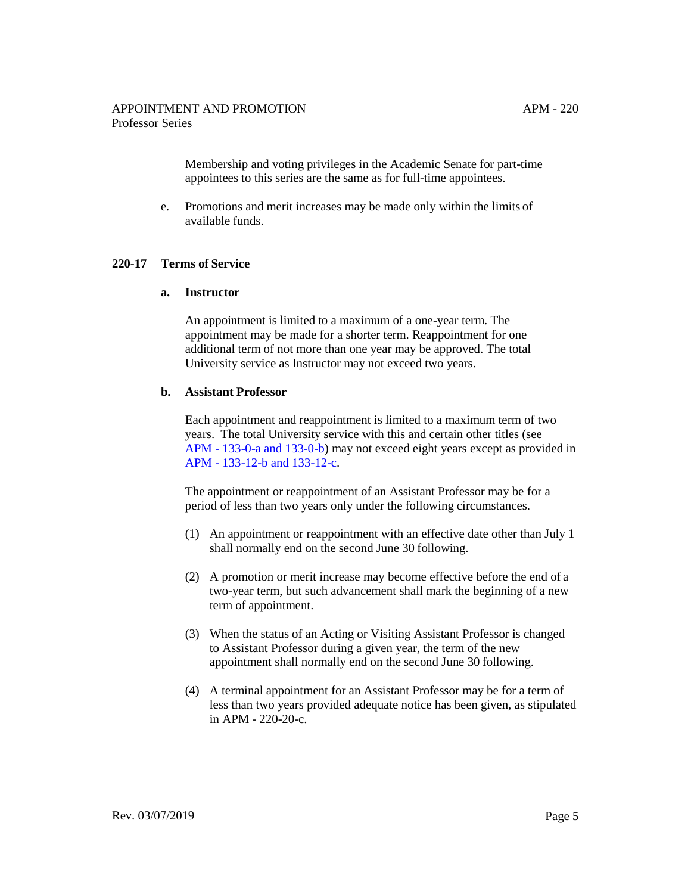Membership and voting privileges in the Academic Senate for part-time appointees to this series are the same as for full-time appointees.

e. Promotions and merit increases may be made only within the limits of available funds.

## 220-17 Terms of Service

### a. Instructor

An appointment is limited to a maximum of a one-year term. The appointment may be made for a shorter term. Reappointment for one additional term of not more than one year may be approved. The total University service as Instructor may not exceed two years.

### b. Assistant Professor

Each appointment and reappointment is limited to a maximum term of two years. The total University service with this and certain other titles (see APM - 133-0-a and 133-0-b) may not exceed eight years except as provided in APM - 133-12-b and 133-12-c.

The appointment or reappointment of an Assistant Professor may be for a period of less than two years only under the following circumstances.

(1) An appointment or reappointment with an effective date other than July 1 shall normally end on the second June 30 following.

(2) A promotion or merit increase may become effective before the end of a two-year term, but such advancement shall mark the beginning of a new term of appointment.

(3) When the status of an Acting or Visiting Assistant Professor is changed to Assistant Professor during a given year, the term of the new appointment shall normally end on the second June 30 following.

(4) A terminal appointment for an Assistant Professor may be for a term of less than two years provided adequate notice has been given, as stipulated in APM - 220-20-c.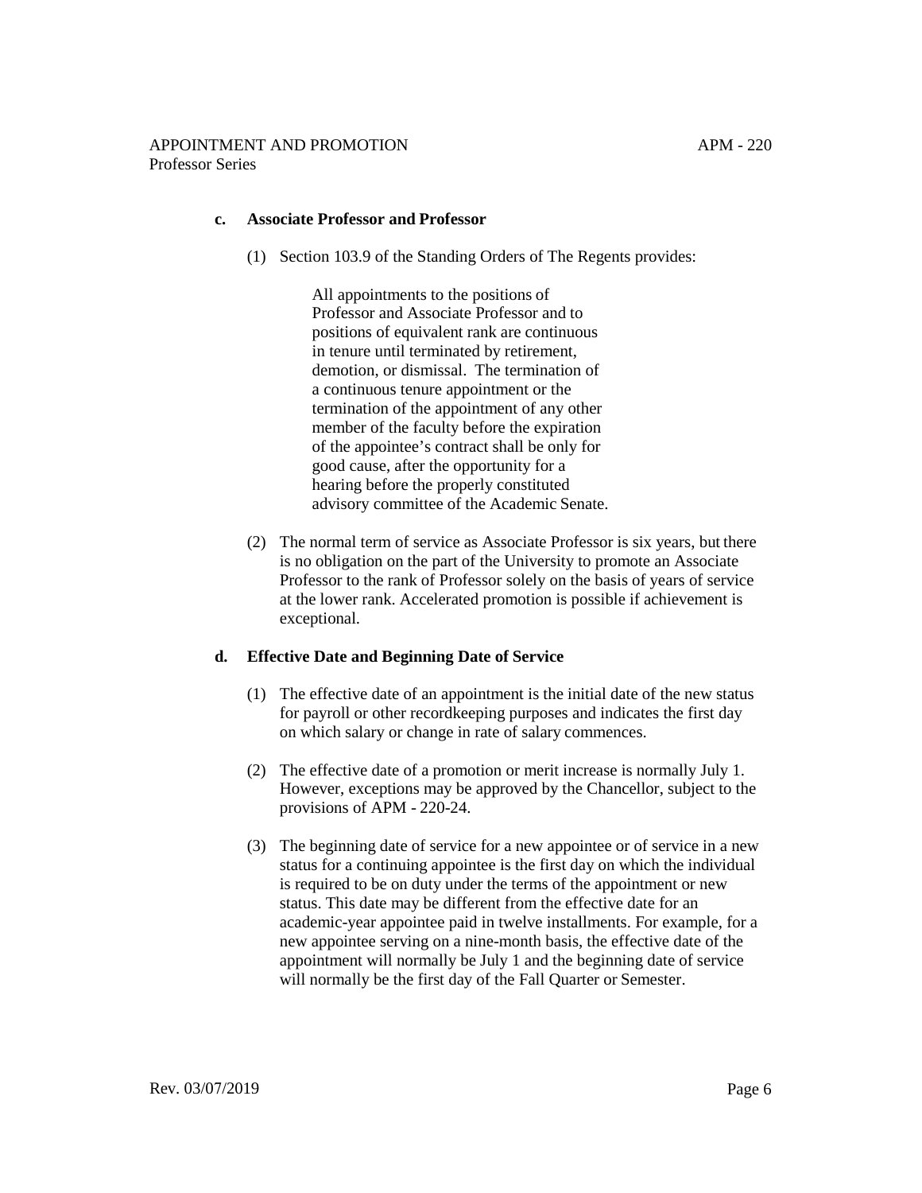**c. Associate Professor and Professor**

(1) Section 103.9 of the Standing Orders of The Regents provides:

> All appointments to the positions of Professor and Associate Professor and to positions of equivalent rank are continuous in tenure until terminated by retirement, demotion, or dismissal. The termination of a continuous tenure appointment or the termination of the appointment of any other member of the faculty before the expiration of the appointee's contract shall be only for good cause, after the opportunity for a hearing before the properly constituted advisory committee of the Academic Senate.

(2) The normal term of service as Associate Professor is six years, but there is no obligation on the part of the University to promote an Associate Professor to the rank of Professor solely on the basis of years of service at the lower rank. Accelerated promotion is possible if achievement is exceptional.

**d. Effective Date and Beginning Date of Service**

(1) The effective date of an appointment is the initial date of the new status for payroll or other recordkeeping purposes and indicates the first day on which salary or change in rate of salary commences.

(2) The effective date of a promotion or merit increase is normally July 1. However, exceptions may be approved by the Chancellor, subject to the provisions of APM - 220-24.

(3) The beginning date of service for a new appointee or of service in a new status for a continuing appointee is the first day on which the individual is required to be on duty under the terms of the appointment or new status. This date may be different from the effective date for an academic-year appointee paid in twelve installments. For example, for a new appointee serving on a nine-month basis, the effective date of the appointment will normally be July 1 and the beginning date of service will normally be the first day of the Fall Quarter or Semester.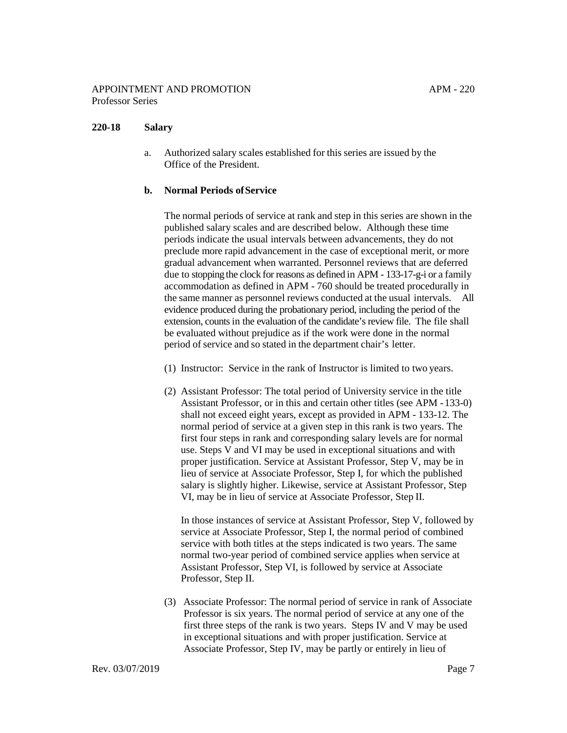**220-18 Salary**

a. Authorized salary scales established for this series are issued by the Office of the President.

**b. Normal Periods of Service**

The normal periods of service at rank and step in this series are shown in the published salary scales and are described below. Although these time periods indicate the usual intervals between advancements, they do not preclude more rapid advancement in the case of exceptional merit, or more gradual advancement when warranted. Personnel reviews that are deferred due to stopping the clock for reasons as defined in APM - 133-17-g-i or a family accommodation as defined in APM - 760 should be treated procedurally in the same manner as personnel reviews conducted at the usual intervals. All evidence produced during the probationary period, including the period of the extension, counts in the evaluation of the candidate's review file. The file shall be evaluated without prejudice as if the work were done in the normal period of service and so stated in the department chair's letter.

(1) Instructor: Service in the rank of Instructor is limited to two years.

(2) Assistant Professor: The total period of University service in the title Assistant Professor, or in this and certain other titles (see APM - 133-0) shall not exceed eight years, except as provided in APM - 133-12. The normal period of service at a given step in this rank is two years. The first four steps in rank and corresponding salary levels are for normal use. Steps V and VI may be used in exceptional situations and with proper justification. Service at Assistant Professor, Step V, may be in lieu of service at Associate Professor, Step I, for which the published salary is slightly higher. Likewise, service at Assistant Professor, Step VI, may be in lieu of service at Associate Professor, Step II.

In those instances of service at Assistant Professor, Step V, followed by service at Associate Professor, Step I, the normal period of combined service with both titles at the steps indicated is two years. The same normal two-year period of combined service applies when service at Assistant Professor, Step VI, is followed by service at Associate Professor, Step II.

(3) Associate Professor: The normal period of service in rank of Associate Professor is six years. The normal period of service at any one of the first three steps of the rank is two years. Steps IV and V may be used in exceptional situations and with proper justification. Service at Associate Professor, Step IV, may be partly or entirely in lieu of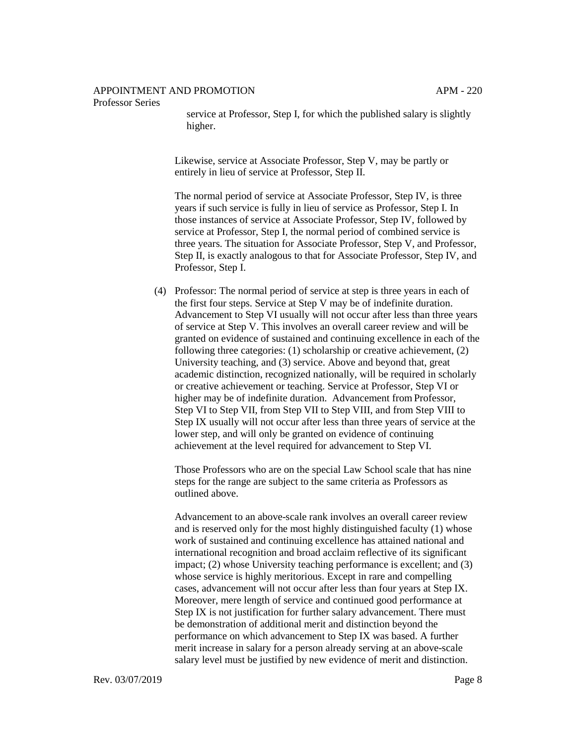service at Professor, Step I, for which the published salary is slightly higher.

Likewise, service at Associate Professor, Step V, may be partly or entirely in lieu of service at Professor, Step II.

The normal period of service at Associate Professor, Step IV, is three years if such service is fully in lieu of service as Professor, Step I. In those instances of service at Associate Professor, Step IV, followed by service at Professor, Step I, the normal period of combined service is three years. The situation for Associate Professor, Step V, and Professor, Step II, is exactly analogous to that for Associate Professor, Step IV, and Professor, Step I.

(4) Professor: The normal period of service at step is three years in each of the first four steps. Service at Step V may be of indefinite duration. Advancement to Step VI usually will not occur after less than three years of service at Step V. This involves an overall career review and will be granted on evidence of sustained and continuing excellence in each of the following three categories: (1) scholarship or creative achievement, (2) University teaching, and (3) service. Above and beyond that, great academic distinction, recognized nationally, will be required in scholarly or creative achievement or teaching. Service at Professor, Step VI or higher may be of indefinite duration. Advancement from Professor, Step VI to Step VII, from Step VII to Step VIII, and from Step VIII to Step IX usually will not occur after less than three years of service at the lower step, and will only be granted on evidence of continuing achievement at the level required for advancement to Step VI.

Those Professors who are on the special Law School scale that has nine steps for the range are subject to the same criteria as Professors as outlined above.

Advancement to an above-scale rank involves an overall career review and is reserved only for the most highly distinguished faculty (1) whose work of sustained and continuing excellence has attained national and international recognition and broad acclaim reflective of its significant impact; (2) whose University teaching performance is excellent; and (3) whose service is highly meritorious. Except in rare and compelling cases, advancement will not occur after less than four years at Step IX. Moreover, mere length of service and continued good performance at Step IX is not justification for further salary advancement. There must be demonstration of additional merit and distinction beyond the performance on which advancement to Step IX was based. A further merit increase in salary for a person already serving at an above-scale salary level must be justified by new evidence of merit and distinction.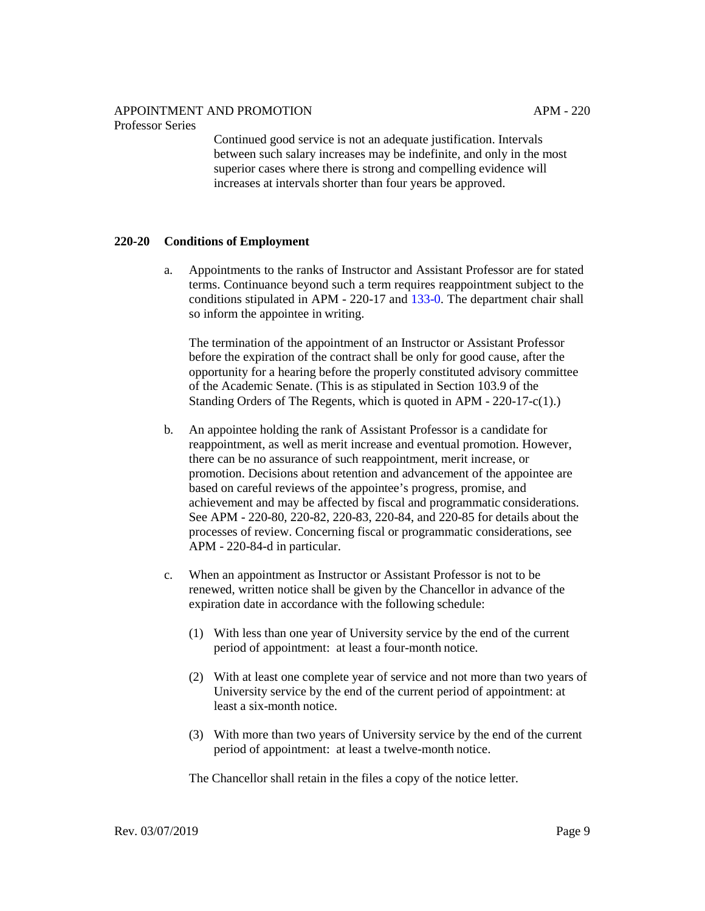Continued good service is not an adequate justification. Intervals between such salary increases may be indefinite, and only in the most superior cases where there is strong and compelling evidence will increases at intervals shorter than four years be approved.

## 220-20 Conditions of Employment

a. Appointments to the ranks of Instructor and Assistant Professor are for stated terms. Continuance beyond such a term requires reappointment subject to the conditions stipulated in APM - 220-17 and 133-0. The department chair shall so inform the appointee in writing.

   The termination of the appointment of an Instructor or Assistant Professor before the expiration of the contract shall be only for good cause, after the opportunity for a hearing before the properly constituted advisory committee of the Academic Senate. (This is as stipulated in Section 103.9 of the Standing Orders of The Regents, which is quoted in APM - 220-17-c(1).)

b. An appointee holding the rank of Assistant Professor is a candidate for reappointment, as well as merit increase and eventual promotion. However, there can be no assurance of such reappointment, merit increase, or promotion. Decisions about retention and advancement of the appointee are based on careful reviews of the appointee's progress, promise, and achievement and may be affected by fiscal and programmatic considerations. See APM - 220-80, 220-82, 220-83, 220-84, and 220-85 for details about the processes of review. Concerning fiscal or programmatic considerations, see APM - 220-84-d in particular.

c. When an appointment as Instructor or Assistant Professor is not to be renewed, written notice shall be given by the Chancellor in advance of the expiration date in accordance with the following schedule:

   (1) With less than one year of University service by the end of the current period of appointment: at least a four-month notice.

   (2) With at least one complete year of service and not more than two years of University service by the end of the current period of appointment: at least a six-month notice.

   (3) With more than two years of University service by the end of the current period of appointment: at least a twelve-month notice.

   The Chancellor shall retain in the files a copy of the notice letter.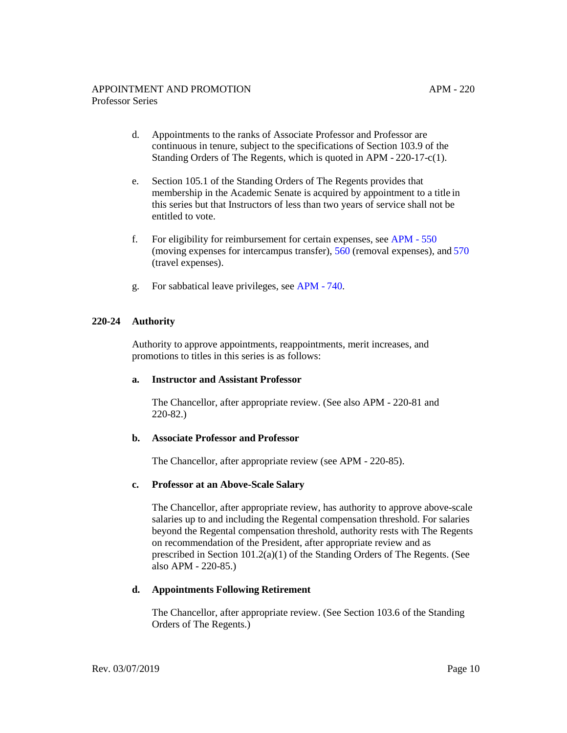d. Appointments to the ranks of Associate Professor and Professor are continuous in tenure, subject to the specifications of Section 103.9 of the Standing Orders of The Regents, which is quoted in APM - 220-17-c(1).

e. Section 105.1 of the Standing Orders of The Regents provides that membership in the Academic Senate is acquired by appointment to a title in this series but that Instructors of less than two years of service shall not be entitled to vote.

f. For eligibility for reimbursement for certain expenses, see APM - 550 (moving expenses for intercampus transfer), 560 (removal expenses), and 570 (travel expenses).

g. For sabbatical leave privileges, see APM - 740.

## 220-24 Authority

Authority to approve appointments, reappointments, merit increases, and promotions to titles in this series is as follows:

**a. Instructor and Assistant Professor**

The Chancellor, after appropriate review. (See also APM - 220-81 and 220-82.)

**b. Associate Professor and Professor**

The Chancellor, after appropriate review (see APM - 220-85).

**c. Professor at an Above-Scale Salary**

The Chancellor, after appropriate review, has authority to approve above-scale salaries up to and including the Regental compensation threshold. For salaries beyond the Regental compensation threshold, authority rests with The Regents on recommendation of the President, after appropriate review and as prescribed in Section 101.2(a)(1) of the Standing Orders of The Regents. (See also APM - 220-85.)

**d. Appointments Following Retirement**

The Chancellor, after appropriate review. (See Section 103.6 of the Standing Orders of The Regents.)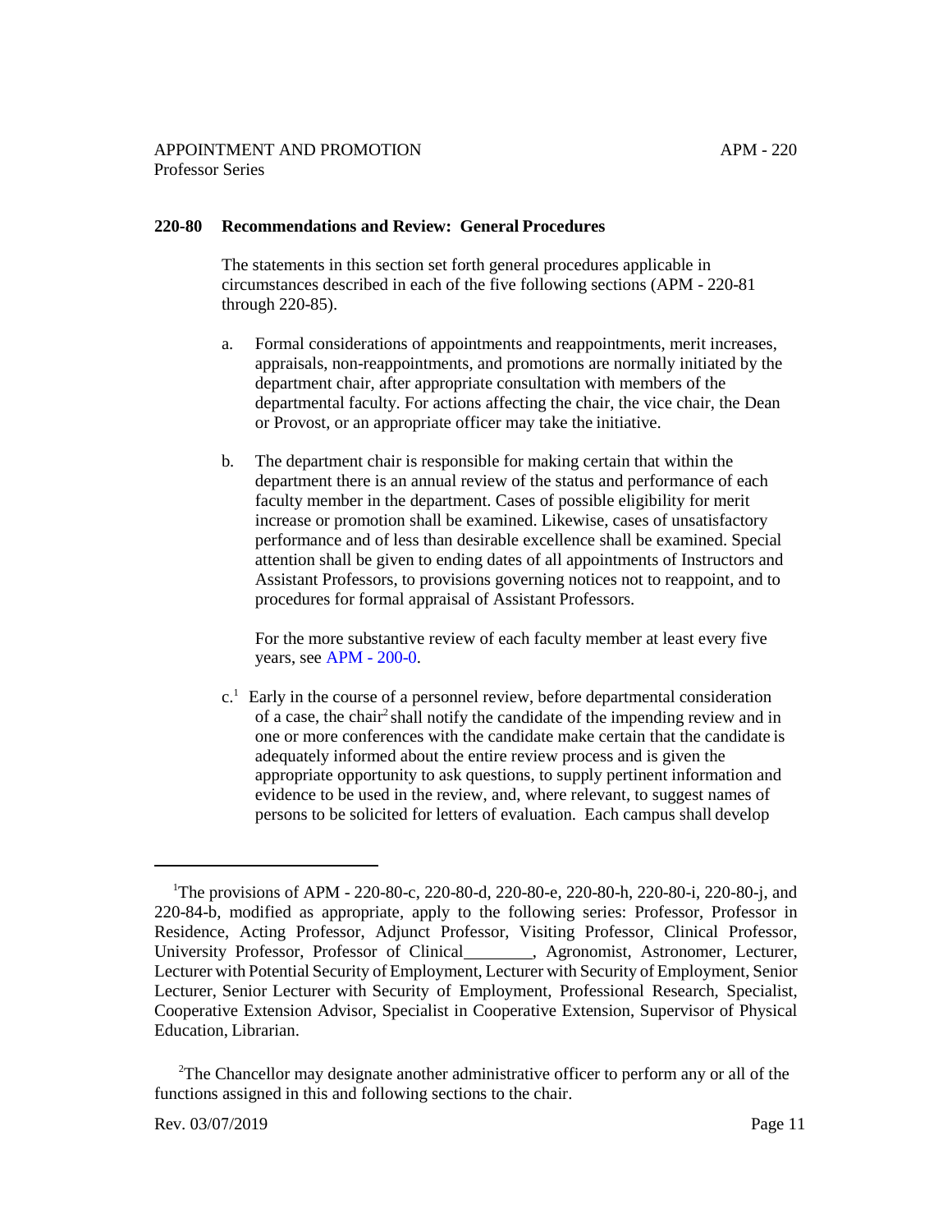## 220-80 Recommendations and Review: General Procedures

The statements in this section set forth general procedures applicable in circumstances described in each of the five following sections (APM - 220-81 through 220-85).

a. Formal considerations of appointments and reappointments, merit increases, appraisals, non-reappointments, and promotions are normally initiated by the department chair, after appropriate consultation with members of the departmental faculty. For actions affecting the chair, the vice chair, the Dean or Provost, or an appropriate officer may take the initiative.

b. The department chair is responsible for making certain that within the department there is an annual review of the status and performance of each faculty member in the department. Cases of possible eligibility for merit increase or promotion shall be examined. Likewise, cases of unsatisfactory performance and of less than desirable excellence shall be examined. Special attention shall be given to ending dates of all appointments of Instructors and Assistant Professors, to provisions governing notices not to reappoint, and to procedures for formal appraisal of Assistant Professors.

   For the more substantive review of each faculty member at least every five years, see APM - 200-0.

c.[1] Early in the course of a personnel review, before departmental consideration of a case, the chair[2] shall notify the candidate of the impending review and in one or more conferences with the candidate make certain that the candidate is adequately informed about the entire review process and is given the appropriate opportunity to ask questions, to supply pertinent information and evidence to be used in the review, and, where relevant, to suggest names of persons to be solicited for letters of evaluation. Each campus shall develop

---

[1]The provisions of APM - 220-80-c, 220-80-d, 220-80-e, 220-80-h, 220-80-i, 220-80-j, and 220-84-b, modified as appropriate, apply to the following series: Professor, Professor in Residence, Acting Professor, Adjunct Professor, Visiting Professor, Clinical Professor, University Professor, Professor of Clinical________, Agronomist, Astronomer, Lecturer, Lecturer with Potential Security of Employment, Lecturer with Security of Employment, Senior Lecturer, Senior Lecturer with Security of Employment, Professional Research, Specialist, Cooperative Extension Advisor, Specialist in Cooperative Extension, Supervisor of Physical Education, Librarian.

[2]The Chancellor may designate another administrative officer to perform any or all of the functions assigned in this and following sections to the chair.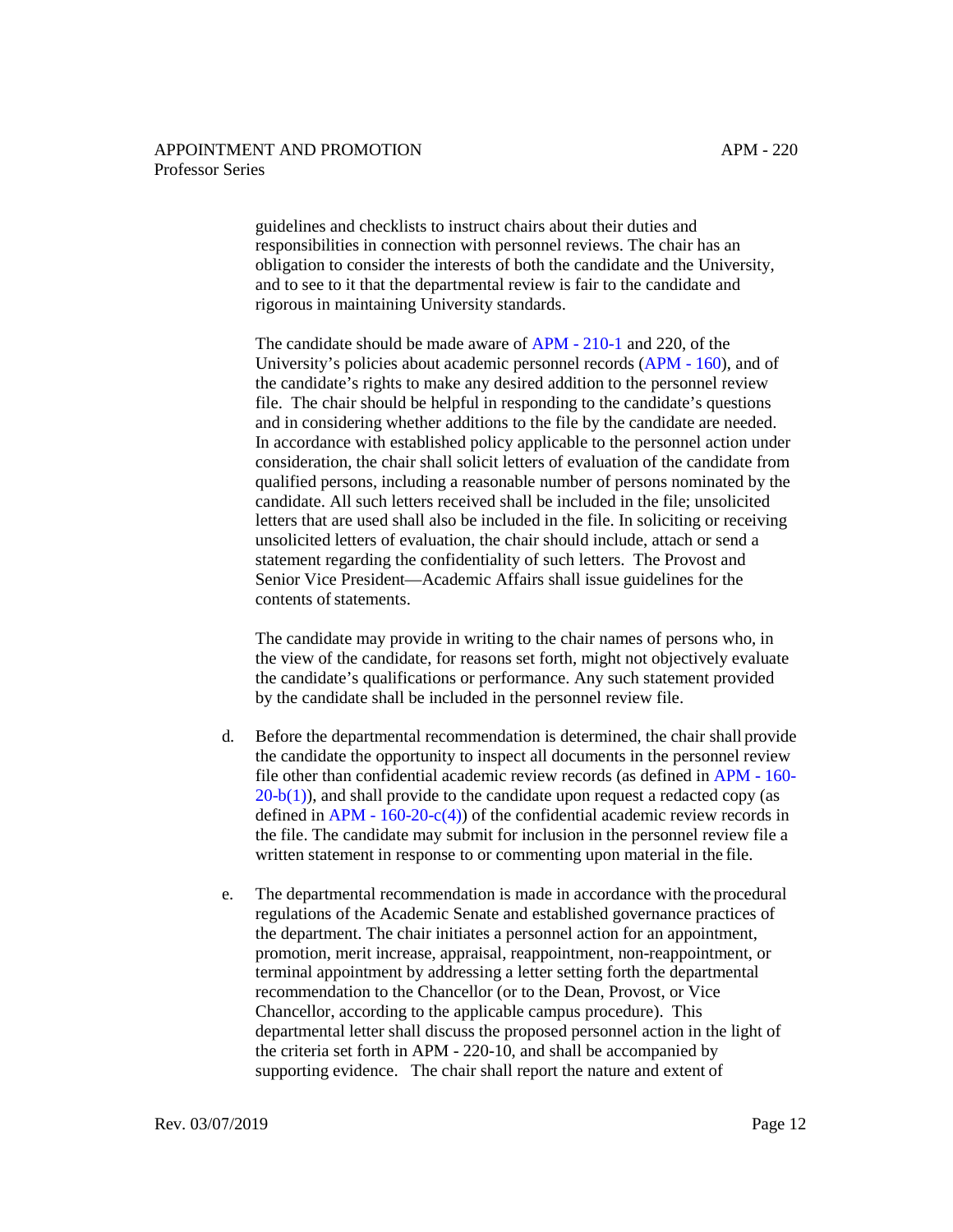guidelines and checklists to instruct chairs about their duties and responsibilities in connection with personnel reviews. The chair has an obligation to consider the interests of both the candidate and the University, and to see to it that the departmental review is fair to the candidate and rigorous in maintaining University standards.

The candidate should be made aware of APM - 210-1 and 220, of the University's policies about academic personnel records (APM - 160), and of the candidate's rights to make any desired addition to the personnel review file. The chair should be helpful in responding to the candidate's questions and in considering whether additions to the file by the candidate are needed. In accordance with established policy applicable to the personnel action under consideration, the chair shall solicit letters of evaluation of the candidate from qualified persons, including a reasonable number of persons nominated by the candidate. All such letters received shall be included in the file; unsolicited letters that are used shall also be included in the file. In soliciting or receiving unsolicited letters of evaluation, the chair should include, attach or send a statement regarding the confidentiality of such letters. The Provost and Senior Vice President—Academic Affairs shall issue guidelines for the contents of statements.

The candidate may provide in writing to the chair names of persons who, in the view of the candidate, for reasons set forth, might not objectively evaluate the candidate's qualifications or performance. Any such statement provided by the candidate shall be included in the personnel review file.

d. Before the departmental recommendation is determined, the chair shall provide the candidate the opportunity to inspect all documents in the personnel review file other than confidential academic review records (as defined in APM - 160-20-b(1)), and shall provide to the candidate upon request a redacted copy (as defined in APM - 160-20-c(4)) of the confidential academic review records in the file. The candidate may submit for inclusion in the personnel review file a written statement in response to or commenting upon material in the file.

e. The departmental recommendation is made in accordance with the procedural regulations of the Academic Senate and established governance practices of the department. The chair initiates a personnel action for an appointment, promotion, merit increase, appraisal, reappointment, non-reappointment, or terminal appointment by addressing a letter setting forth the departmental recommendation to the Chancellor (or to the Dean, Provost, or Vice Chancellor, according to the applicable campus procedure). This departmental letter shall discuss the proposed personnel action in the light of the criteria set forth in APM - 220-10, and shall be accompanied by supporting evidence. The chair shall report the nature and extent of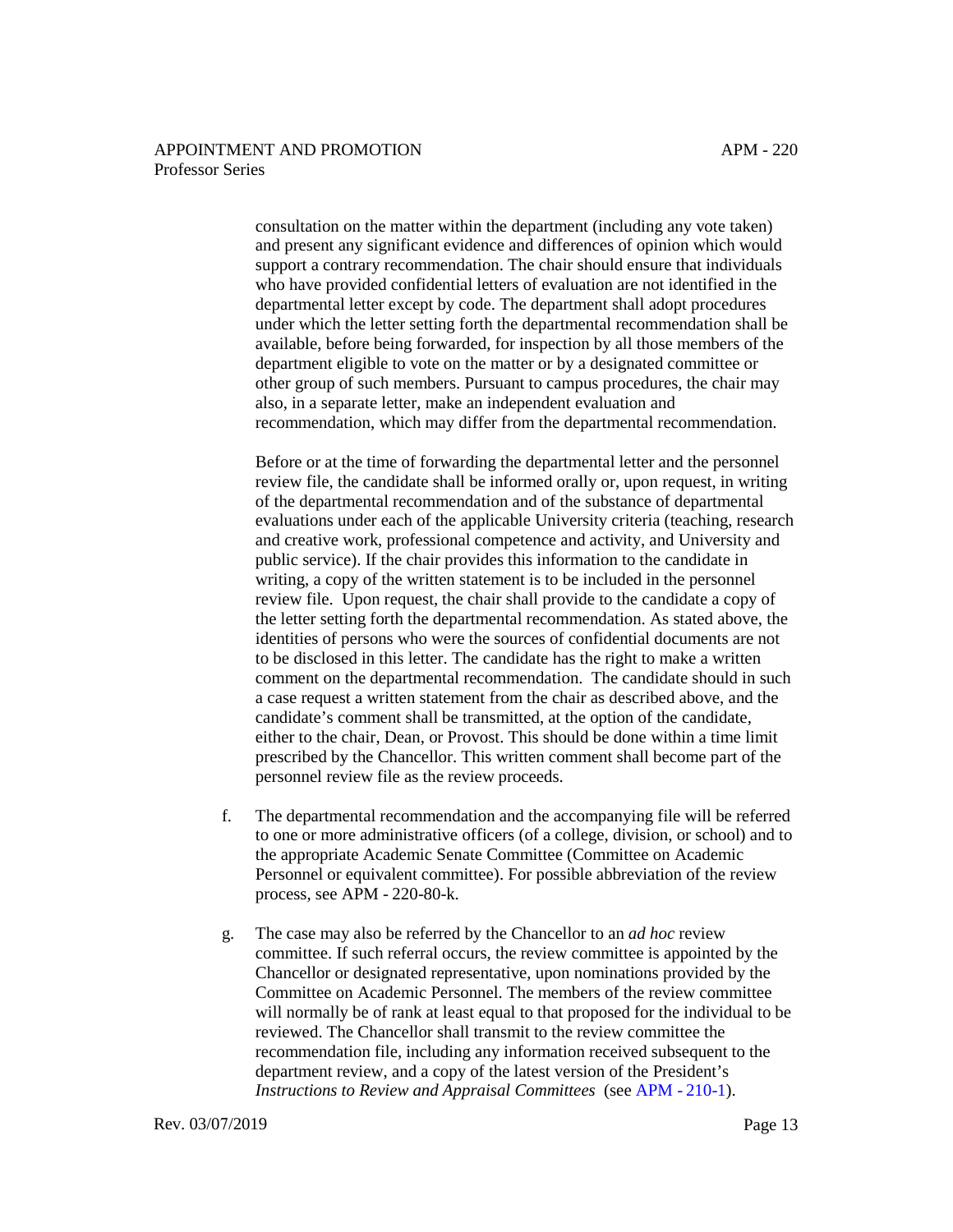consultation on the matter within the department (including any vote taken) and present any significant evidence and differences of opinion which would support a contrary recommendation. The chair should ensure that individuals who have provided confidential letters of evaluation are not identified in the departmental letter except by code. The department shall adopt procedures under which the letter setting forth the departmental recommendation shall be available, before being forwarded, for inspection by all those members of the department eligible to vote on the matter or by a designated committee or other group of such members. Pursuant to campus procedures, the chair may also, in a separate letter, make an independent evaluation and recommendation, which may differ from the departmental recommendation.

Before or at the time of forwarding the departmental letter and the personnel review file, the candidate shall be informed orally or, upon request, in writing of the departmental recommendation and of the substance of departmental evaluations under each of the applicable University criteria (teaching, research and creative work, professional competence and activity, and University and public service). If the chair provides this information to the candidate in writing, a copy of the written statement is to be included in the personnel review file. Upon request, the chair shall provide to the candidate a copy of the letter setting forth the departmental recommendation. As stated above, the identities of persons who were the sources of confidential documents are not to be disclosed in this letter. The candidate has the right to make a written comment on the departmental recommendation. The candidate should in such a case request a written statement from the chair as described above, and the candidate's comment shall be transmitted, at the option of the candidate, either to the chair, Dean, or Provost. This should be done within a time limit prescribed by the Chancellor. This written comment shall become part of the personnel review file as the review proceeds.

f. The departmental recommendation and the accompanying file will be referred to one or more administrative officers (of a college, division, or school) and to the appropriate Academic Senate Committee (Committee on Academic Personnel or equivalent committee). For possible abbreviation of the review process, see APM - 220-80-k.

g. The case may also be referred by the Chancellor to an *ad hoc* review committee. If such referral occurs, the review committee is appointed by the Chancellor or designated representative, upon nominations provided by the Committee on Academic Personnel. The members of the review committee will normally be of rank at least equal to that proposed for the individual to be reviewed. The Chancellor shall transmit to the review committee the recommendation file, including any information received subsequent to the department review, and a copy of the latest version of the President's *Instructions to Review and Appraisal Committees* (see APM - 210-1).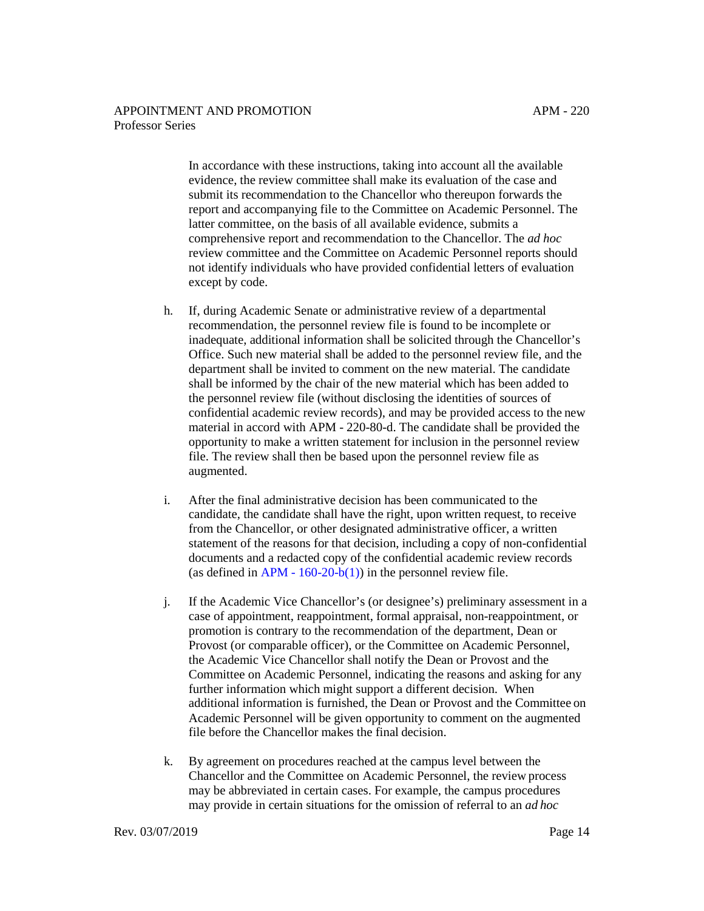In accordance with these instructions, taking into account all the available evidence, the review committee shall make its evaluation of the case and submit its recommendation to the Chancellor who thereupon forwards the report and accompanying file to the Committee on Academic Personnel. The latter committee, on the basis of all available evidence, submits a comprehensive report and recommendation to the Chancellor. The *ad hoc* review committee and the Committee on Academic Personnel reports should not identify individuals who have provided confidential letters of evaluation except by code.

h. If, during Academic Senate or administrative review of a departmental recommendation, the personnel review file is found to be incomplete or inadequate, additional information shall be solicited through the Chancellor's Office. Such new material shall be added to the personnel review file, and the department shall be invited to comment on the new material. The candidate shall be informed by the chair of the new material which has been added to the personnel review file (without disclosing the identities of sources of confidential academic review records), and may be provided access to the new material in accord with APM - 220-80-d. The candidate shall be provided the opportunity to make a written statement for inclusion in the personnel review file. The review shall then be based upon the personnel review file as augmented.

i. After the final administrative decision has been communicated to the candidate, the candidate shall have the right, upon written request, to receive from the Chancellor, or other designated administrative officer, a written statement of the reasons for that decision, including a copy of non-confidential documents and a redacted copy of the confidential academic review records (as defined in APM - 160-20-b(1)) in the personnel review file.

j. If the Academic Vice Chancellor's (or designee's) preliminary assessment in a case of appointment, reappointment, formal appraisal, non-reappointment, or promotion is contrary to the recommendation of the department, Dean or Provost (or comparable officer), or the Committee on Academic Personnel, the Academic Vice Chancellor shall notify the Dean or Provost and the Committee on Academic Personnel, indicating the reasons and asking for any further information which might support a different decision. When additional information is furnished, the Dean or Provost and the Committee on Academic Personnel will be given opportunity to comment on the augmented file before the Chancellor makes the final decision.

k. By agreement on procedures reached at the campus level between the Chancellor and the Committee on Academic Personnel, the review process may be abbreviated in certain cases. For example, the campus procedures may provide in certain situations for the omission of referral to an *ad hoc*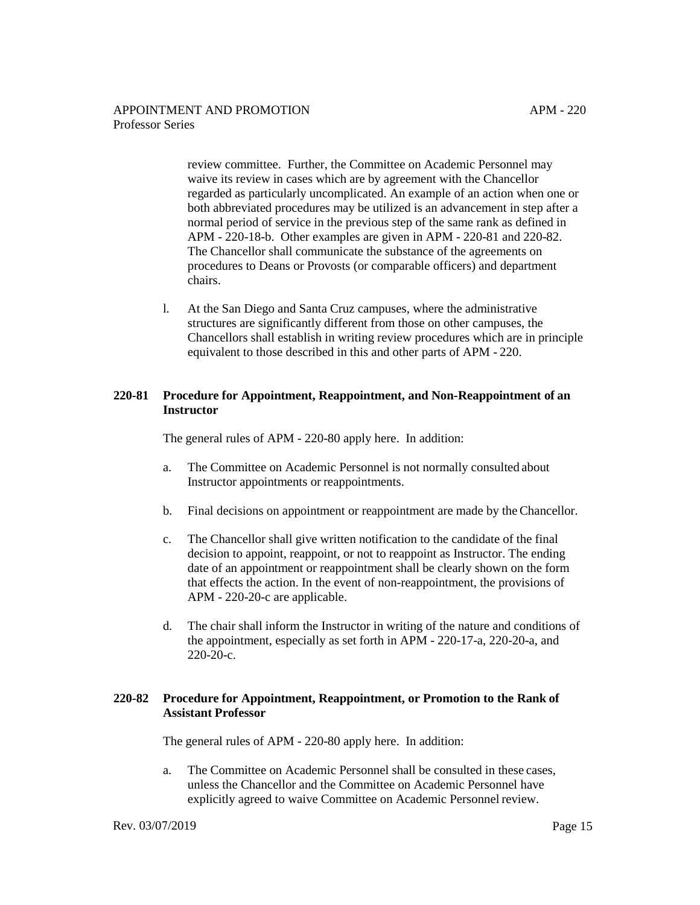review committee. Further, the Committee on Academic Personnel may waive its review in cases which are by agreement with the Chancellor regarded as particularly uncomplicated. An example of an action when one or both abbreviated procedures may be utilized is an advancement in step after a normal period of service in the previous step of the same rank as defined in APM - 220-18-b. Other examples are given in APM - 220-81 and 220-82. The Chancellor shall communicate the substance of the agreements on procedures to Deans or Provosts (or comparable officers) and department chairs.

l. At the San Diego and Santa Cruz campuses, where the administrative structures are significantly different from those on other campuses, the Chancellors shall establish in writing review procedures which are in principle equivalent to those described in this and other parts of APM - 220.

## 220-81 Procedure for Appointment, Reappointment, and Non-Reappointment of an Instructor

The general rules of APM - 220-80 apply here. In addition:

a. The Committee on Academic Personnel is not normally consulted about Instructor appointments or reappointments.

b. Final decisions on appointment or reappointment are made by the Chancellor.

c. The Chancellor shall give written notification to the candidate of the final decision to appoint, reappoint, or not to reappoint as Instructor. The ending date of an appointment or reappointment shall be clearly shown on the form that effects the action. In the event of non-reappointment, the provisions of APM - 220-20-c are applicable.

d. The chair shall inform the Instructor in writing of the nature and conditions of the appointment, especially as set forth in APM - 220-17-a, 220-20-a, and 220-20-c.

## 220-82 Procedure for Appointment, Reappointment, or Promotion to the Rank of Assistant Professor

The general rules of APM - 220-80 apply here. In addition:

a. The Committee on Academic Personnel shall be consulted in these cases, unless the Chancellor and the Committee on Academic Personnel have explicitly agreed to waive Committee on Academic Personnel review.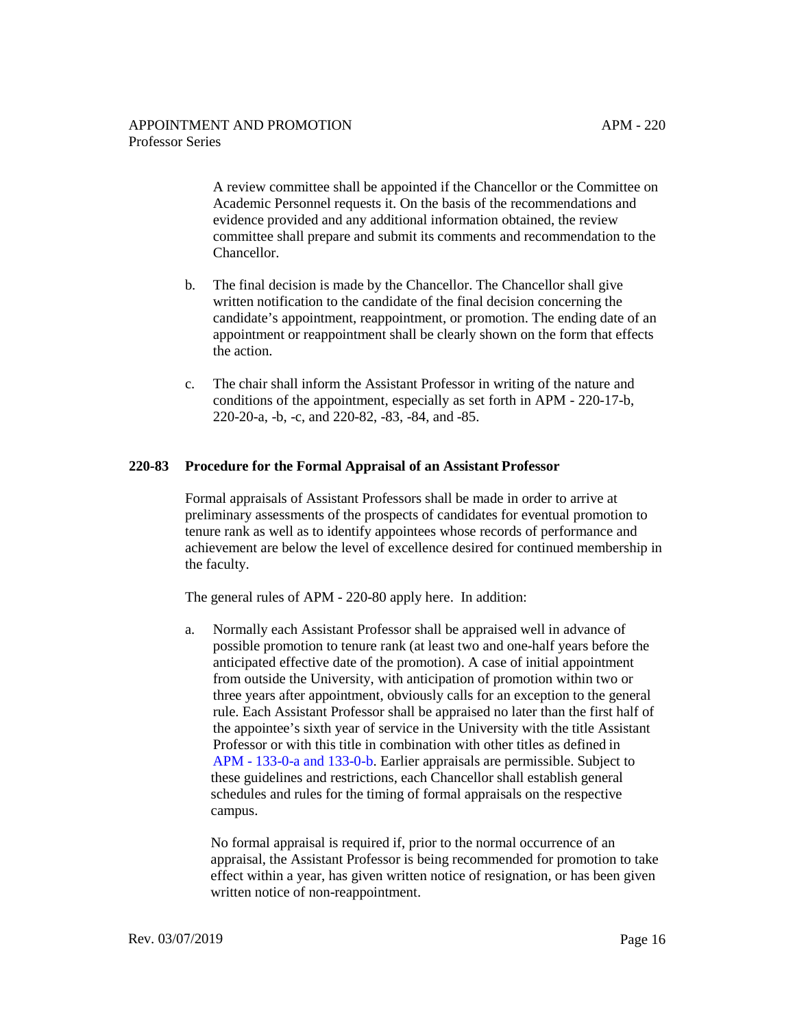A review committee shall be appointed if the Chancellor or the Committee on Academic Personnel requests it. On the basis of the recommendations and evidence provided and any additional information obtained, the review committee shall prepare and submit its comments and recommendation to the Chancellor.

b. The final decision is made by the Chancellor. The Chancellor shall give written notification to the candidate of the final decision concerning the candidate's appointment, reappointment, or promotion. The ending date of an appointment or reappointment shall be clearly shown on the form that effects the action.

c. The chair shall inform the Assistant Professor in writing of the nature and conditions of the appointment, especially as set forth in APM - 220-17-b, 220-20-a, -b, -c, and 220-82, -83, -84, and -85.

**220-83 Procedure for the Formal Appraisal of an Assistant Professor**

Formal appraisals of Assistant Professors shall be made in order to arrive at preliminary assessments of the prospects of candidates for eventual promotion to tenure rank as well as to identify appointees whose records of performance and achievement are below the level of excellence desired for continued membership in the faculty.

The general rules of APM - 220-80 apply here. In addition:

a. Normally each Assistant Professor shall be appraised well in advance of possible promotion to tenure rank (at least two and one-half years before the anticipated effective date of the promotion). A case of initial appointment from outside the University, with anticipation of promotion within two or three years after appointment, obviously calls for an exception to the general rule. Each Assistant Professor shall be appraised no later than the first half of the appointee's sixth year of service in the University with the title Assistant Professor or with this title in combination with other titles as defined in APM - 133-0-a and 133-0-b. Earlier appraisals are permissible. Subject to these guidelines and restrictions, each Chancellor shall establish general schedules and rules for the timing of formal appraisals on the respective campus.

No formal appraisal is required if, prior to the normal occurrence of an appraisal, the Assistant Professor is being recommended for promotion to take effect within a year, has given written notice of resignation, or has been given written notice of non-reappointment.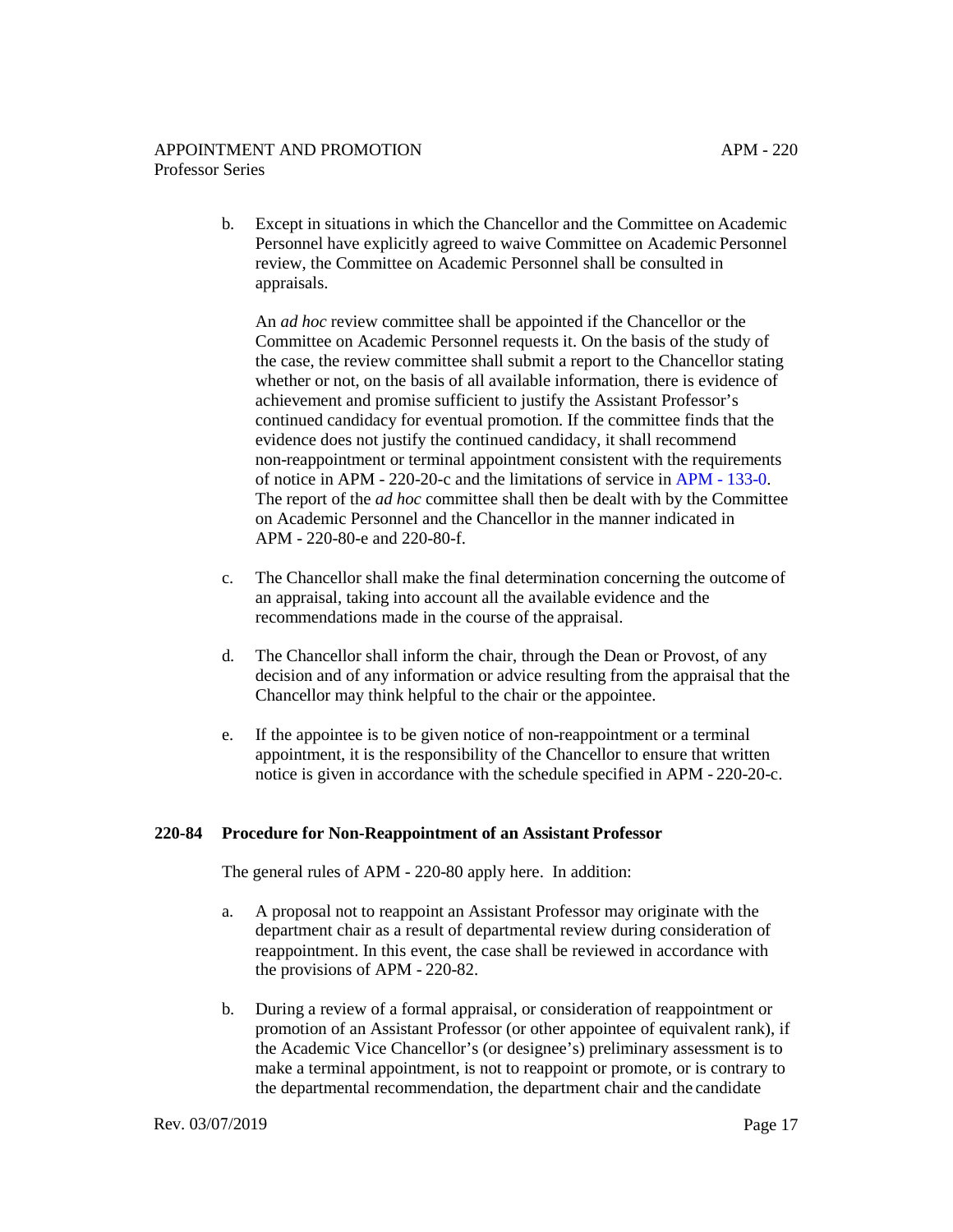b. Except in situations in which the Chancellor and the Committee on Academic Personnel have explicitly agreed to waive Committee on Academic Personnel review, the Committee on Academic Personnel shall be consulted in appraisals.

   An *ad hoc* review committee shall be appointed if the Chancellor or the Committee on Academic Personnel requests it. On the basis of the study of the case, the review committee shall submit a report to the Chancellor stating whether or not, on the basis of all available information, there is evidence of achievement and promise sufficient to justify the Assistant Professor's continued candidacy for eventual promotion. If the committee finds that the evidence does not justify the continued candidacy, it shall recommend non-reappointment or terminal appointment consistent with the requirements of notice in APM - 220-20-c and the limitations of service in APM - 133-0. The report of the *ad hoc* committee shall then be dealt with by the Committee on Academic Personnel and the Chancellor in the manner indicated in APM - 220-80-e and 220-80-f.

c. The Chancellor shall make the final determination concerning the outcome of an appraisal, taking into account all the available evidence and the recommendations made in the course of the appraisal.

d. The Chancellor shall inform the chair, through the Dean or Provost, of any decision and of any information or advice resulting from the appraisal that the Chancellor may think helpful to the chair or the appointee.

e. If the appointee is to be given notice of non-reappointment or a terminal appointment, it is the responsibility of the Chancellor to ensure that written notice is given in accordance with the schedule specified in APM - 220-20-c.

## 220-84 Procedure for Non-Reappointment of an Assistant Professor

The general rules of APM - 220-80 apply here. In addition:

a. A proposal not to reappoint an Assistant Professor may originate with the department chair as a result of departmental review during consideration of reappointment. In this event, the case shall be reviewed in accordance with the provisions of APM - 220-82.

b. During a review of a formal appraisal, or consideration of reappointment or promotion of an Assistant Professor (or other appointee of equivalent rank), if the Academic Vice Chancellor's (or designee's) preliminary assessment is to make a terminal appointment, is not to reappoint or promote, or is contrary to the departmental recommendation, the department chair and the candidate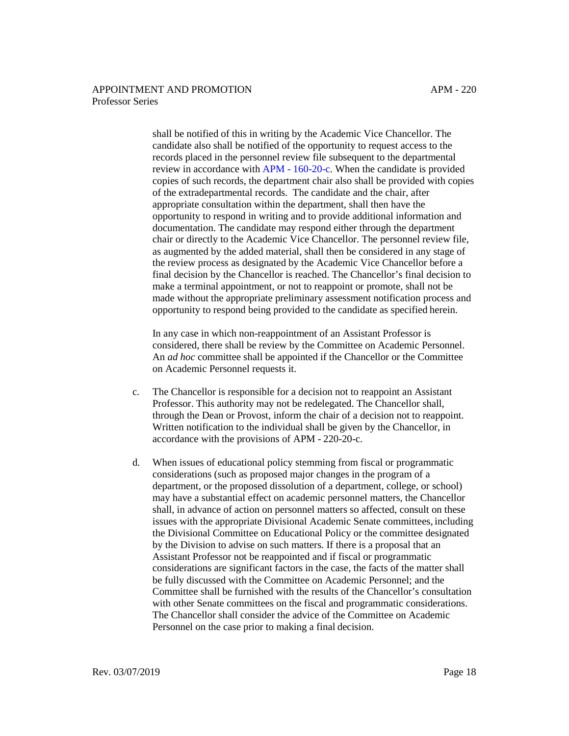shall be notified of this in writing by the Academic Vice Chancellor. The candidate also shall be notified of the opportunity to request access to the records placed in the personnel review file subsequent to the departmental review in accordance with APM - 160-20-c. When the candidate is provided copies of such records, the department chair also shall be provided with copies of the extradepartmental records. The candidate and the chair, after appropriate consultation within the department, shall then have the opportunity to respond in writing and to provide additional information and documentation. The candidate may respond either through the department chair or directly to the Academic Vice Chancellor. The personnel review file, as augmented by the added material, shall then be considered in any stage of the review process as designated by the Academic Vice Chancellor before a final decision by the Chancellor is reached. The Chancellor's final decision to make a terminal appointment, or not to reappoint or promote, shall not be made without the appropriate preliminary assessment notification process and opportunity to respond being provided to the candidate as specified herein.

In any case in which non-reappointment of an Assistant Professor is considered, there shall be review by the Committee on Academic Personnel. An *ad hoc* committee shall be appointed if the Chancellor or the Committee on Academic Personnel requests it.

c. The Chancellor is responsible for a decision not to reappoint an Assistant Professor. This authority may not be redelegated. The Chancellor shall, through the Dean or Provost, inform the chair of a decision not to reappoint. Written notification to the individual shall be given by the Chancellor, in accordance with the provisions of APM - 220-20-c.

d. When issues of educational policy stemming from fiscal or programmatic considerations (such as proposed major changes in the program of a department, or the proposed dissolution of a department, college, or school) may have a substantial effect on academic personnel matters, the Chancellor shall, in advance of action on personnel matters so affected, consult on these issues with the appropriate Divisional Academic Senate committees, including the Divisional Committee on Educational Policy or the committee designated by the Division to advise on such matters. If there is a proposal that an Assistant Professor not be reappointed and if fiscal or programmatic considerations are significant factors in the case, the facts of the matter shall be fully discussed with the Committee on Academic Personnel; and the Committee shall be furnished with the results of the Chancellor's consultation with other Senate committees on the fiscal and programmatic considerations. The Chancellor shall consider the advice of the Committee on Academic Personnel on the case prior to making a final decision.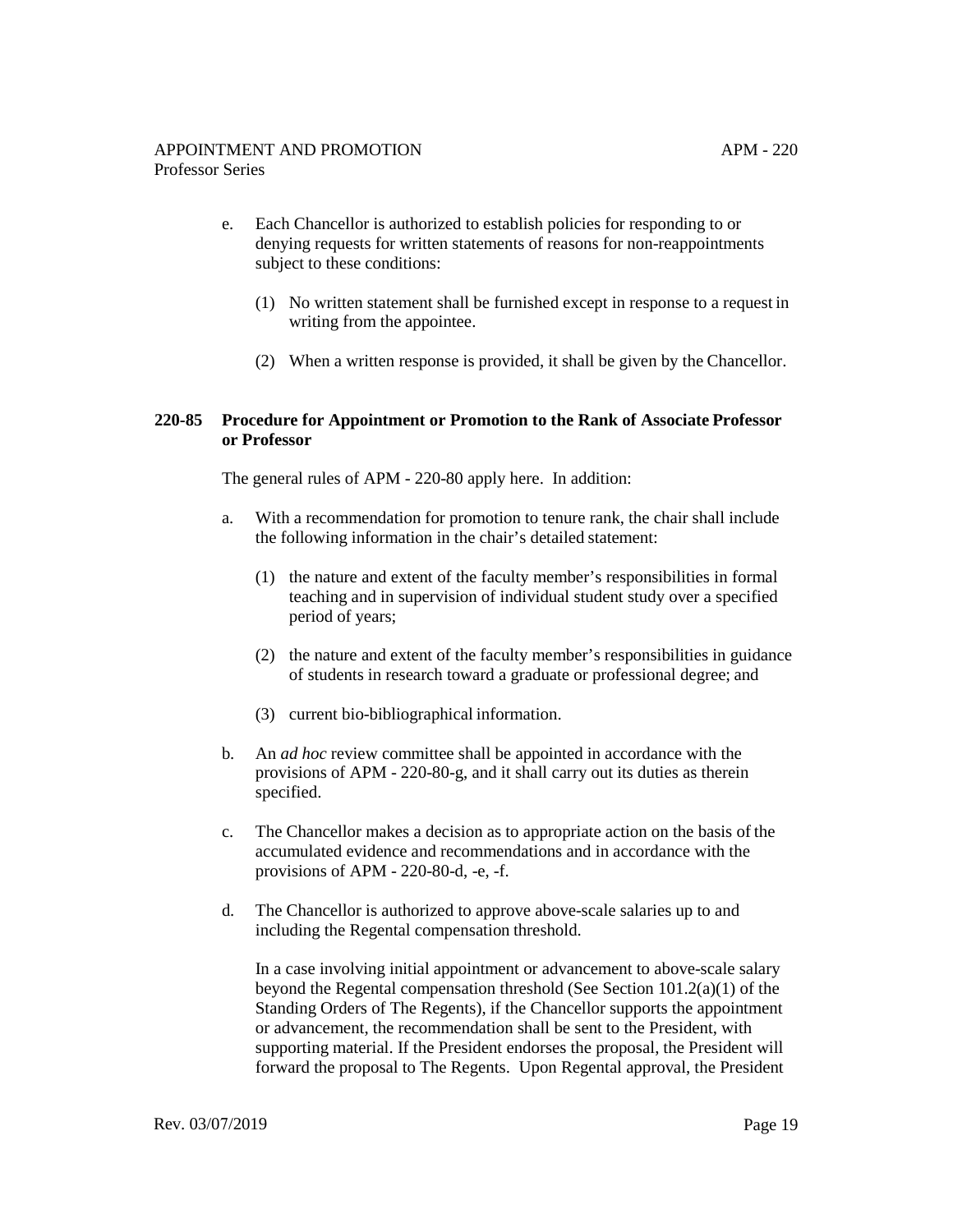e. Each Chancellor is authorized to establish policies for responding to or denying requests for written statements of reasons for non-reappointments subject to these conditions:

   (1) No written statement shall be furnished except in response to a request in writing from the appointee.

   (2) When a written response is provided, it shall be given by the Chancellor.

## 220-85 Procedure for Appointment or Promotion to the Rank of Associate Professor or Professor

The general rules of APM - 220-80 apply here. In addition:

a. With a recommendation for promotion to tenure rank, the chair shall include the following information in the chair's detailed statement:

   (1) the nature and extent of the faculty member's responsibilities in formal teaching and in supervision of individual student study over a specified period of years;

   (2) the nature and extent of the faculty member's responsibilities in guidance of students in research toward a graduate or professional degree; and

   (3) current bio-bibliographical information.

b. An *ad hoc* review committee shall be appointed in accordance with the provisions of APM - 220-80-g, and it shall carry out its duties as therein specified.

c. The Chancellor makes a decision as to appropriate action on the basis of the accumulated evidence and recommendations and in accordance with the provisions of APM - 220-80-d, -e, -f.

d. The Chancellor is authorized to approve above-scale salaries up to and including the Regental compensation threshold.

   In a case involving initial appointment or advancement to above-scale salary beyond the Regental compensation threshold (See Section 101.2(a)(1) of the Standing Orders of The Regents), if the Chancellor supports the appointment or advancement, the recommendation shall be sent to the President, with supporting material. If the President endorses the proposal, the President will forward the proposal to The Regents. Upon Regental approval, the President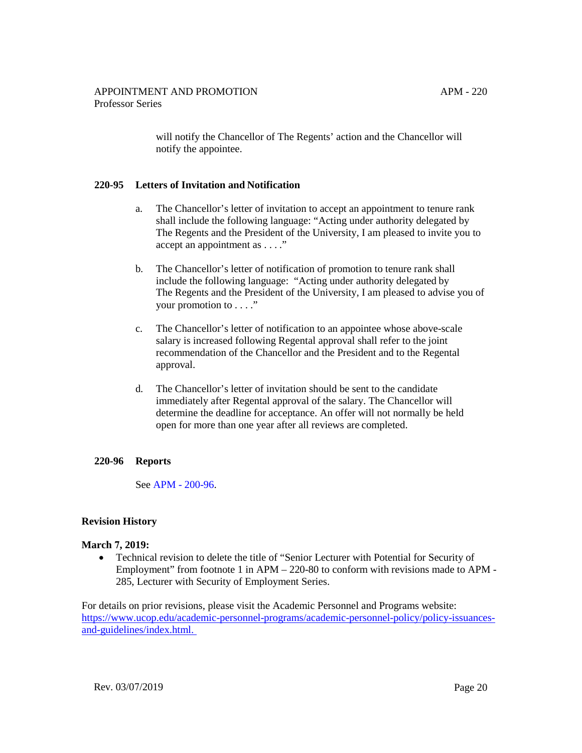will notify the Chancellor of The Regents' action and the Chancellor will notify the appointee.

## 220-95 Letters of Invitation and Notification

a. The Chancellor's letter of invitation to accept an appointment to tenure rank shall include the following language: "Acting under authority delegated by The Regents and the President of the University, I am pleased to invite you to accept an appointment as . . . ."

b. The Chancellor's letter of notification of promotion to tenure rank shall include the following language: "Acting under authority delegated by The Regents and the President of the University, I am pleased to advise you of your promotion to . . . ."

c. The Chancellor's letter of notification to an appointee whose above-scale salary is increased following Regental approval shall refer to the joint recommendation of the Chancellor and the President and to the Regental approval.

d. The Chancellor's letter of invitation should be sent to the candidate immediately after Regental approval of the salary. The Chancellor will determine the deadline for acceptance. An offer will not normally be held open for more than one year after all reviews are completed.

## 220-96 Reports

See APM - 200-96.

### Revision History

**March 7, 2019:**

- Technical revision to delete the title of "Senior Lecturer with Potential for Security of Employment" from footnote 1 in APM – 220-80 to conform with revisions made to APM - 285, Lecturer with Security of Employment Series.

For details on prior revisions, please visit the Academic Personnel and Programs website: https://www.ucop.edu/academic-personnel-programs/academic-personnel-policy/policy-issuances-and-guidelines/index.html.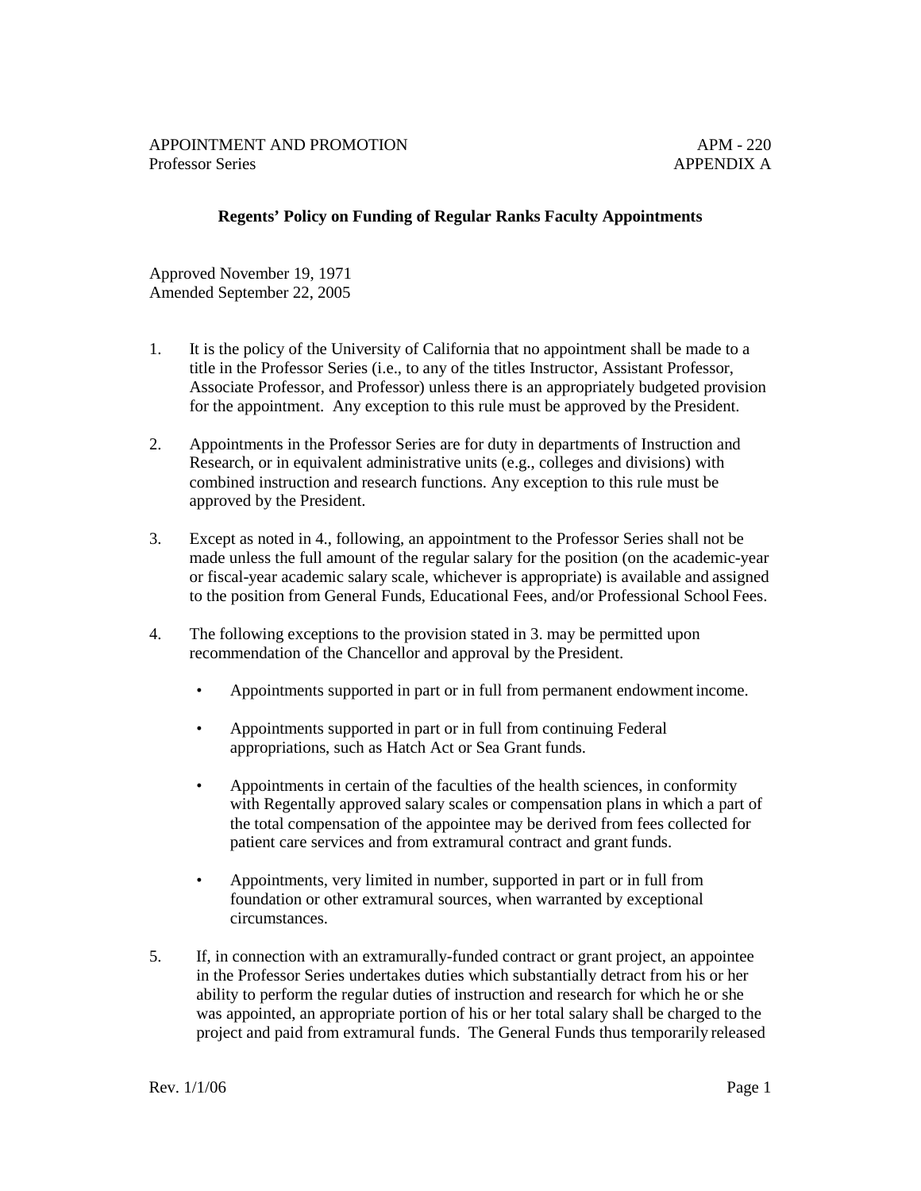APPOINTMENT AND PROMOTION — APM - 220
Professor Series — APPENDIX A

**Regents' Policy on Funding of Regular Ranks Faculty Appointments**

Approved November 19, 1971
Amended September 22, 2005

1. It is the policy of the University of California that no appointment shall be made to a title in the Professor Series (i.e., to any of the titles Instructor, Assistant Professor, Associate Professor, and Professor) unless there is an appropriately budgeted provision for the appointment. Any exception to this rule must be approved by the President.

2. Appointments in the Professor Series are for duty in departments of Instruction and Research, or in equivalent administrative units (e.g., colleges and divisions) with combined instruction and research functions. Any exception to this rule must be approved by the President.

3. Except as noted in 4., following, an appointment to the Professor Series shall not be made unless the full amount of the regular salary for the position (on the academic-year or fiscal-year academic salary scale, whichever is appropriate) is available and assigned to the position from General Funds, Educational Fees, and/or Professional School Fees.

4. The following exceptions to the provision stated in 3. may be permitted upon recommendation of the Chancellor and approval by the President.

   - Appointments supported in part or in full from permanent endowment income.

   - Appointments supported in part or in full from continuing Federal appropriations, such as Hatch Act or Sea Grant funds.

   - Appointments in certain of the faculties of the health sciences, in conformity with Regentally approved salary scales or compensation plans in which a part of the total compensation of the appointee may be derived from fees collected for patient care services and from extramural contract and grant funds.

   - Appointments, very limited in number, supported in part or in full from foundation or other extramural sources, when warranted by exceptional circumstances.

5. If, in connection with an extramurally-funded contract or grant project, an appointee in the Professor Series undertakes duties which substantially detract from his or her ability to perform the regular duties of instruction and research for which he or she was appointed, an appropriate portion of his or her total salary shall be charged to the project and paid from extramural funds. The General Funds thus temporarily released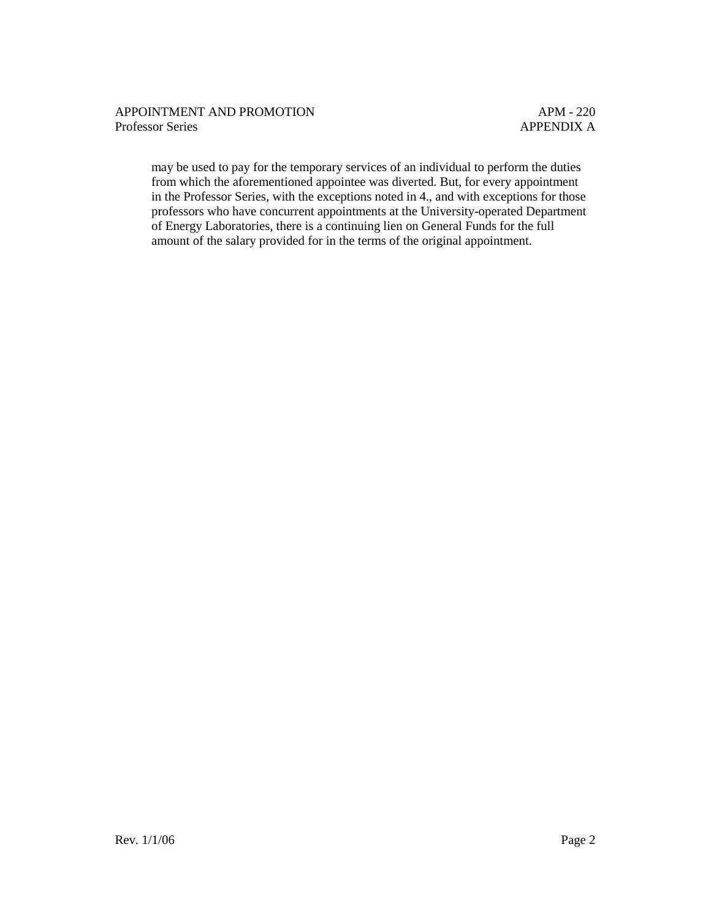may be used to pay for the temporary services of an individual to perform the duties from which the aforementioned appointee was diverted. But, for every appointment in the Professor Series, with the exceptions noted in 4., and with exceptions for those professors who have concurrent appointments at the University-operated Department of Energy Laboratories, there is a continuing lien on General Funds for the full amount of the salary provided for in the terms of the original appointment.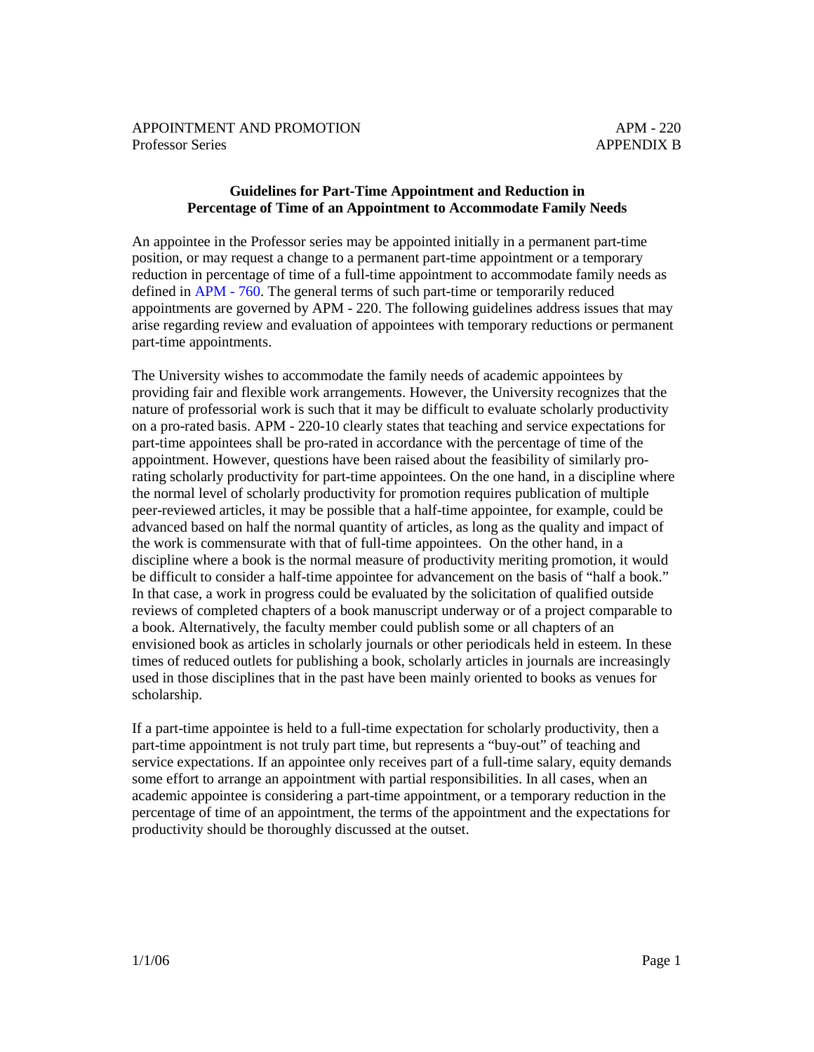## Guidelines for Part-Time Appointment and Reduction in Percentage of Time of an Appointment to Accommodate Family Needs

An appointee in the Professor series may be appointed initially in a permanent part-time position, or may request a change to a permanent part-time appointment or a temporary reduction in percentage of time of a full-time appointment to accommodate family needs as defined in APM - 760. The general terms of such part-time or temporarily reduced appointments are governed by APM - 220. The following guidelines address issues that may arise regarding review and evaluation of appointees with temporary reductions or permanent part-time appointments.

The University wishes to accommodate the family needs of academic appointees by providing fair and flexible work arrangements. However, the University recognizes that the nature of professorial work is such that it may be difficult to evaluate scholarly productivity on a pro-rated basis. APM - 220-10 clearly states that teaching and service expectations for part-time appointees shall be pro-rated in accordance with the percentage of time of the appointment. However, questions have been raised about the feasibility of similarly pro-rating scholarly productivity for part-time appointees. On the one hand, in a discipline where the normal level of scholarly productivity for promotion requires publication of multiple peer-reviewed articles, it may be possible that a half-time appointee, for example, could be advanced based on half the normal quantity of articles, as long as the quality and impact of the work is commensurate with that of full-time appointees. On the other hand, in a discipline where a book is the normal measure of productivity meriting promotion, it would be difficult to consider a half-time appointee for advancement on the basis of "half a book." In that case, a work in progress could be evaluated by the solicitation of qualified outside reviews of completed chapters of a book manuscript underway or of a project comparable to a book. Alternatively, the faculty member could publish some or all chapters of an envisioned book as articles in scholarly journals or other periodicals held in esteem. In these times of reduced outlets for publishing a book, scholarly articles in journals are increasingly used in those disciplines that in the past have been mainly oriented to books as venues for scholarship.

If a part-time appointee is held to a full-time expectation for scholarly productivity, then a part-time appointment is not truly part time, but represents a "buy-out" of teaching and service expectations. If an appointee only receives part of a full-time salary, equity demands some effort to arrange an appointment with partial responsibilities. In all cases, when an academic appointee is considering a part-time appointment, or a temporary reduction in the percentage of time of an appointment, the terms of the appointment and the expectations for productivity should be thoroughly discussed at the outset.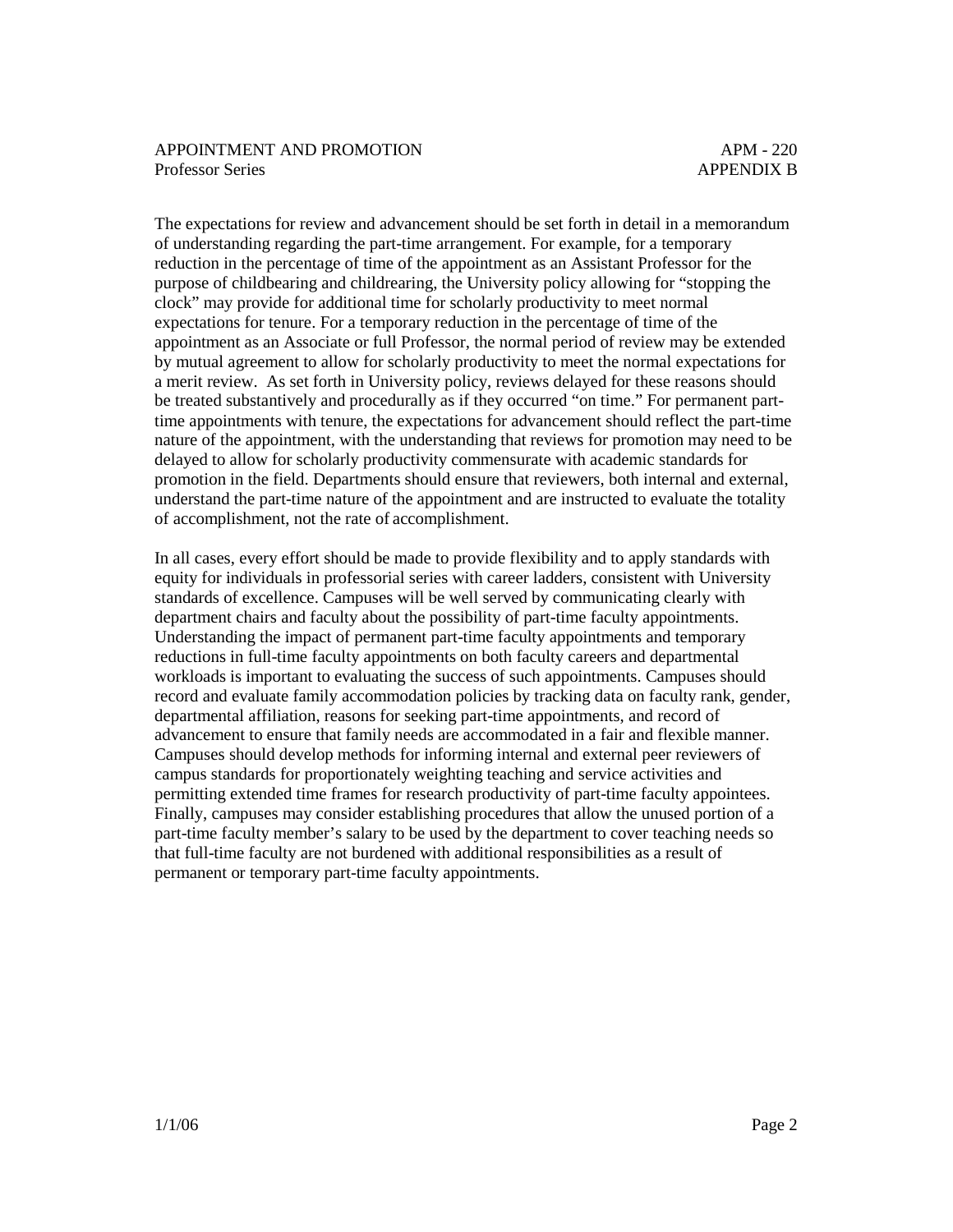The expectations for review and advancement should be set forth in detail in a memorandum of understanding regarding the part-time arrangement. For example, for a temporary reduction in the percentage of time of the appointment as an Assistant Professor for the purpose of childbearing and childrearing, the University policy allowing for "stopping the clock" may provide for additional time for scholarly productivity to meet normal expectations for tenure. For a temporary reduction in the percentage of time of the appointment as an Associate or full Professor, the normal period of review may be extended by mutual agreement to allow for scholarly productivity to meet the normal expectations for a merit review. As set forth in University policy, reviews delayed for these reasons should be treated substantively and procedurally as if they occurred "on time." For permanent part-time appointments with tenure, the expectations for advancement should reflect the part-time nature of the appointment, with the understanding that reviews for promotion may need to be delayed to allow for scholarly productivity commensurate with academic standards for promotion in the field. Departments should ensure that reviewers, both internal and external, understand the part-time nature of the appointment and are instructed to evaluate the totality of accomplishment, not the rate of accomplishment.

In all cases, every effort should be made to provide flexibility and to apply standards with equity for individuals in professorial series with career ladders, consistent with University standards of excellence. Campuses will be well served by communicating clearly with department chairs and faculty about the possibility of part-time faculty appointments. Understanding the impact of permanent part-time faculty appointments and temporary reductions in full-time faculty appointments on both faculty careers and departmental workloads is important to evaluating the success of such appointments. Campuses should record and evaluate family accommodation policies by tracking data on faculty rank, gender, departmental affiliation, reasons for seeking part-time appointments, and record of advancement to ensure that family needs are accommodated in a fair and flexible manner. Campuses should develop methods for informing internal and external peer reviewers of campus standards for proportionately weighting teaching and service activities and permitting extended time frames for research productivity of part-time faculty appointees. Finally, campuses may consider establishing procedures that allow the unused portion of a part-time faculty member's salary to be used by the department to cover teaching needs so that full-time faculty are not burdened with additional responsibilities as a result of permanent or temporary part-time faculty appointments.